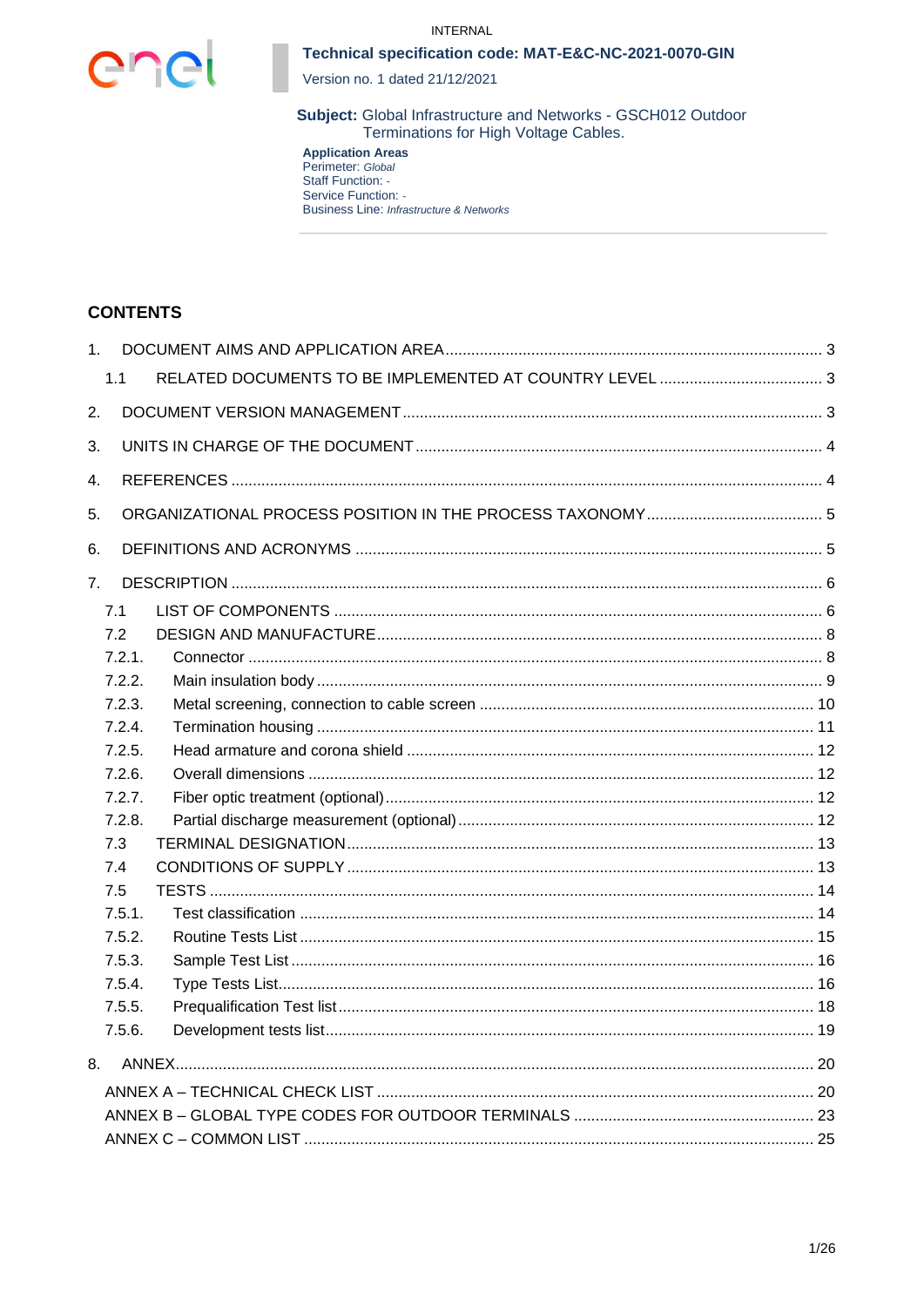INTERNAL

**Technical specification code: MAT-E&C-NC-2021-0070-GIN**

Version no. 1 dated 21/12/2021

**Subject:** Global Infrastructure and Networks - GSCH012 Outdoor Terminations for High Voltage Cables.

**Application Areas**
Perimeter: *Global*
Staff Function: -
Service Function: -
Business Line: *Infrastructure & Networks*

## CONTENTS

1. DOCUMENT AIMS AND APPLICATION AREA ..... 3
   - 1.1 RELATED DOCUMENTS TO BE IMPLEMENTED AT COUNTRY LEVEL ..... 3
2. DOCUMENT VERSION MANAGEMENT ..... 3
3. UNITS IN CHARGE OF THE DOCUMENT ..... 4
4. REFERENCES ..... 4
5. ORGANIZATIONAL PROCESS POSITION IN THE PROCESS TAXONOMY ..... 5
6. DEFINITIONS AND ACRONYMS ..... 5
7. DESCRIPTION ..... 6
   - 7.1 LIST OF COMPONENTS ..... 6
   - 7.2 DESIGN AND MANUFACTURE ..... 8
   - 7.2.1. Connector ..... 8
   - 7.2.2. Main insulation body ..... 9
   - 7.2.3. Metal screening, connection to cable screen ..... 10
   - 7.2.4. Termination housing ..... 11
   - 7.2.5. Head armature and corona shield ..... 12
   - 7.2.6. Overall dimensions ..... 12
   - 7.2.7. Fiber optic treatment (optional) ..... 12
   - 7.2.8. Partial discharge measurement (optional) ..... 12
   - 7.3 TERMINAL DESIGNATION ..... 13
   - 7.4 CONDITIONS OF SUPPLY ..... 13
   - 7.5 TESTS ..... 14
   - 7.5.1. Test classification ..... 14
   - 7.5.2. Routine Tests List ..... 15
   - 7.5.3. Sample Test List ..... 16
   - 7.5.4. Type Tests List ..... 16
   - 7.5.5. Prequalification Test list ..... 18
   - 7.5.6. Development tests list ..... 19
8. ANNEX ..... 20
   - ANNEX A – TECHNICAL CHECK LIST ..... 20
   - ANNEX B – GLOBAL TYPE CODES FOR OUTDOOR TERMINALS ..... 23
   - ANNEX C – COMMON LIST ..... 25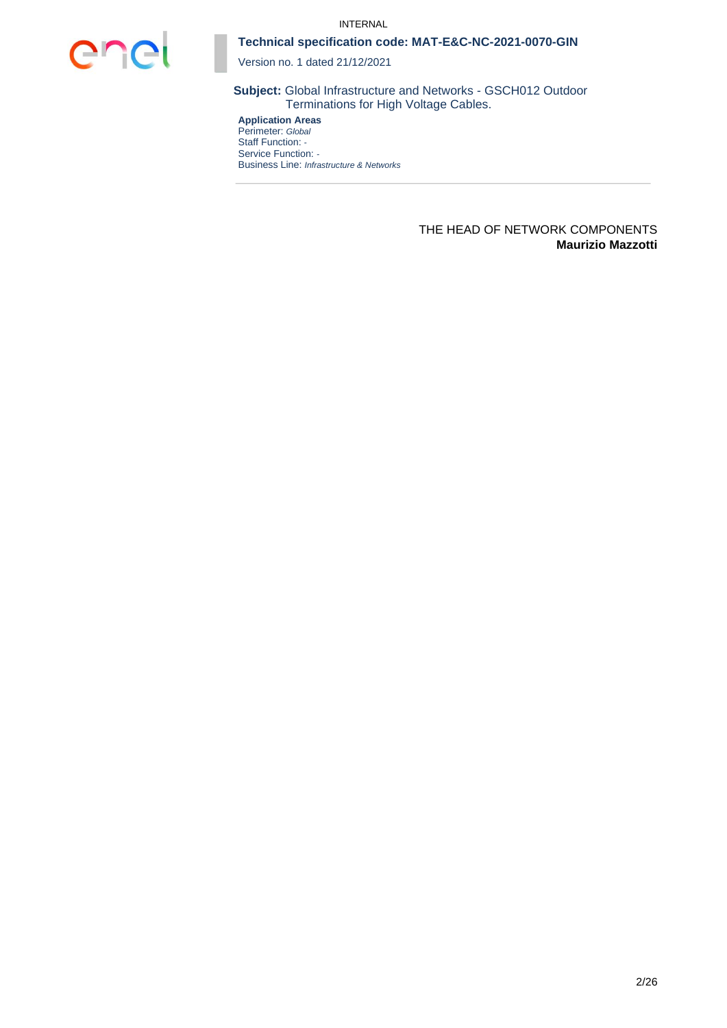INTERNAL

**Technical specification code: MAT-E&C-NC-2021-0070-GIN**

Version no. 1 dated 21/12/2021

**Subject:** Global Infrastructure and Networks - GSCH012 Outdoor Terminations for High Voltage Cables.

**Application Areas**
Perimeter: *Global*
Staff Function: -
Service Function: -
Business Line: *Infrastructure & Networks*

---

THE HEAD OF NETWORK COMPONENTS
**Maurizio Mazzotti**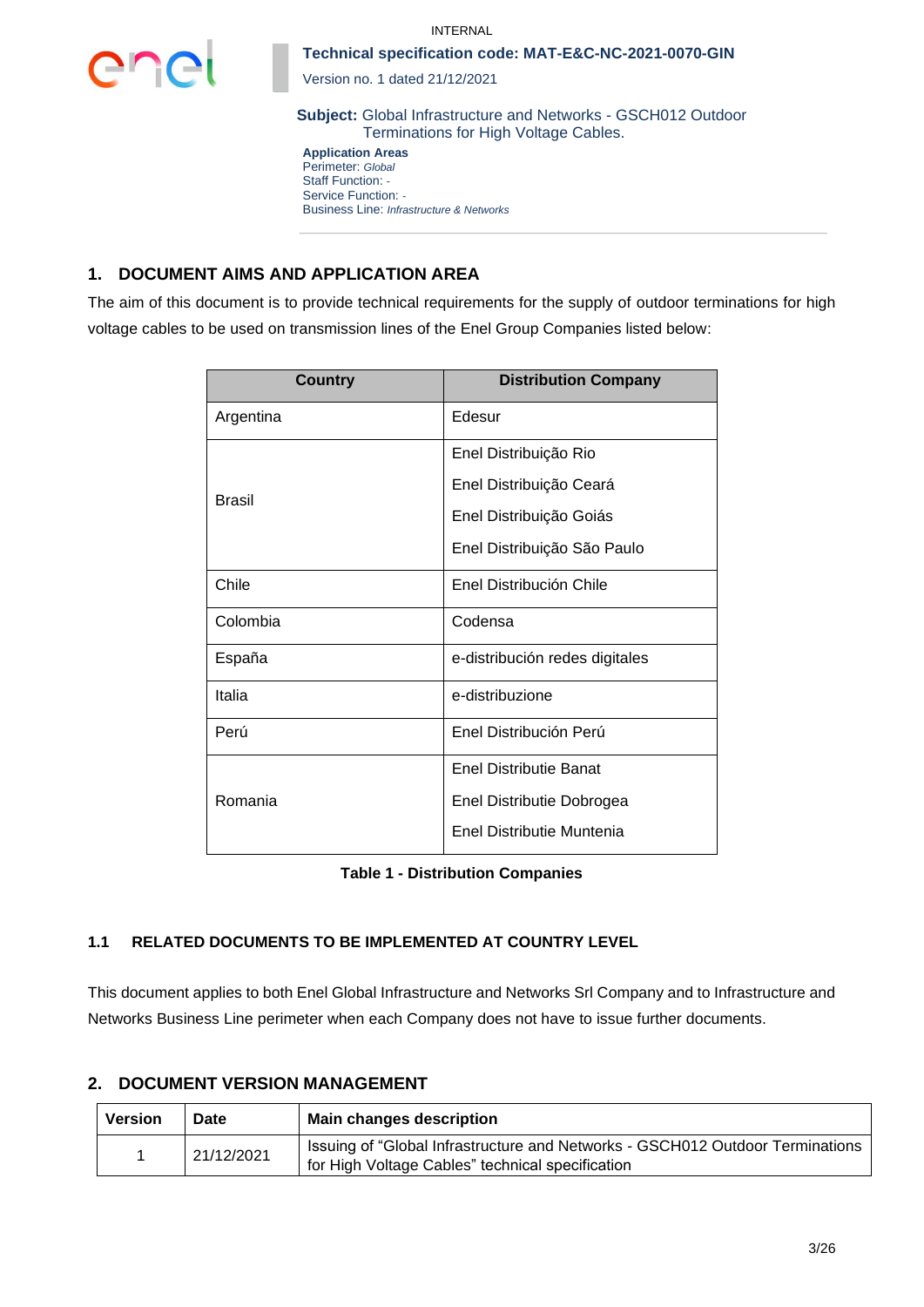INTERNAL

**Technical specification code: MAT-E&C-NC-2021-0070-GIN**

Version no. 1 dated 21/12/2021

**Subject:** Global Infrastructure and Networks - GSCH012 Outdoor Terminations for High Voltage Cables.

**Application Areas**
Perimeter: *Global*
Staff Function: -
Service Function: -
Business Line: *Infrastructure & Networks*

## 1. DOCUMENT AIMS AND APPLICATION AREA

The aim of this document is to provide technical requirements for the supply of outdoor terminations for high voltage cables to be used on transmission lines of the Enel Group Companies listed below:

| Country | Distribution Company |
|---|---|
| Argentina | Edesur |
| Brasil | Enel Distribuição Rio<br>Enel Distribuição Ceará<br>Enel Distribuição Goiás<br>Enel Distribuição São Paulo |
| Chile | Enel Distribución Chile |
| Colombia | Codensa |
| España | e-distribución redes digitales |
| Italia | e-distribuzione |
| Perú | Enel Distribución Perú |
| Romania | Enel Distributie Banat<br>Enel Distributie Dobrogea<br>Enel Distributie Muntenia |

**Table 1 - Distribution Companies**

### 1.1 RELATED DOCUMENTS TO BE IMPLEMENTED AT COUNTRY LEVEL

This document applies to both Enel Global Infrastructure and Networks Srl Company and to Infrastructure and Networks Business Line perimeter when each Company does not have to issue further documents.

## 2. DOCUMENT VERSION MANAGEMENT

| Version | Date | Main changes description |
|---|---|---|
| 1 | 21/12/2021 | Issuing of "Global Infrastructure and Networks - GSCH012 Outdoor Terminations for High Voltage Cables" technical specification |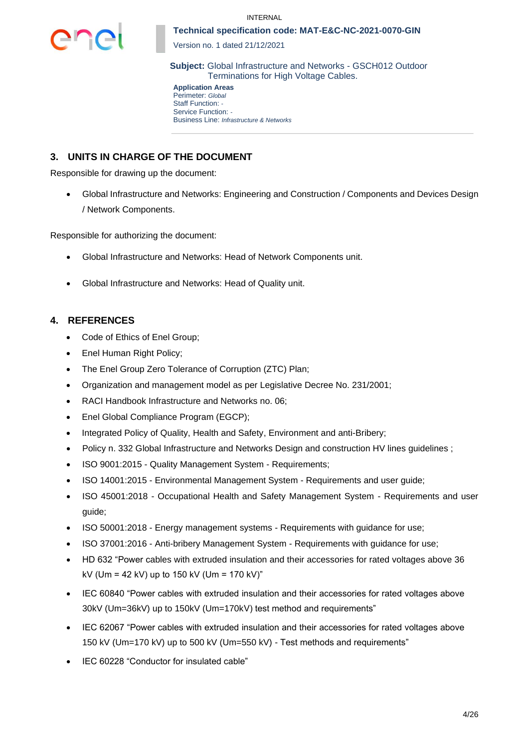## 3. UNITS IN CHARGE OF THE DOCUMENT

Responsible for drawing up the document:

- Global Infrastructure and Networks: Engineering and Construction / Components and Devices Design / Network Components.

Responsible for authorizing the document:

- Global Infrastructure and Networks: Head of Network Components unit.
- Global Infrastructure and Networks: Head of Quality unit.

## 4. REFERENCES

- Code of Ethics of Enel Group;
- Enel Human Right Policy;
- The Enel Group Zero Tolerance of Corruption (ZTC) Plan;
- Organization and management model as per Legislative Decree No. 231/2001;
- RACI Handbook Infrastructure and Networks no. 06;
- Enel Global Compliance Program (EGCP);
- Integrated Policy of Quality, Health and Safety, Environment and anti-Bribery;
- Policy n. 332 Global Infrastructure and Networks Design and construction HV lines guidelines ;
- ISO 9001:2015 - Quality Management System - Requirements;
- ISO 14001:2015 - Environmental Management System - Requirements and user guide;
- ISO 45001:2018 - Occupational Health and Safety Management System - Requirements and user guide;
- ISO 50001:2018 - Energy management systems - Requirements with guidance for use;
- ISO 37001:2016 - Anti-bribery Management System - Requirements with guidance for use;
- HD 632 "Power cables with extruded insulation and their accessories for rated voltages above 36 kV (Um = 42 kV) up to 150 kV (Um = 170 kV)"
- IEC 60840 "Power cables with extruded insulation and their accessories for rated voltages above 30kV (Um=36kV) up to 150kV (Um=170kV) test method and requirements"
- IEC 62067 "Power cables with extruded insulation and their accessories for rated voltages above 150 kV (Um=170 kV) up to 500 kV (Um=550 kV) - Test methods and requirements"
- IEC 60228 "Conductor for insulated cable"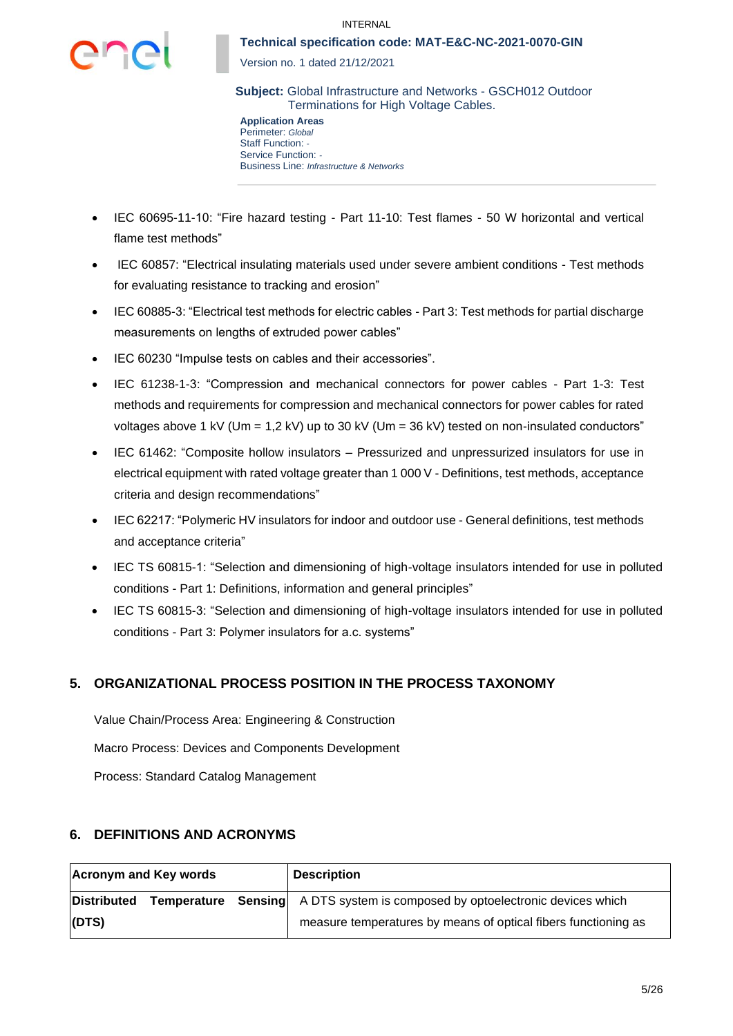- IEC 60695-11-10: “Fire hazard testing - Part 11-10: Test flames - 50 W horizontal and vertical flame test methods”
- IEC 60857: “Electrical insulating materials used under severe ambient conditions - Test methods for evaluating resistance to tracking and erosion”
- IEC 60885-3: “Electrical test methods for electric cables - Part 3: Test methods for partial discharge measurements on lengths of extruded power cables”
- IEC 60230 “Impulse tests on cables and their accessories”.
- IEC 61238-1-3: “Compression and mechanical connectors for power cables - Part 1-3: Test methods and requirements for compression and mechanical connectors for power cables for rated voltages above 1 kV (Um = 1,2 kV) up to 30 kV (Um = 36 kV) tested on non-insulated conductors”
- IEC 61462: “Composite hollow insulators – Pressurized and unpressurized insulators for use in electrical equipment with rated voltage greater than 1 000 V - Definitions, test methods, acceptance criteria and design recommendations”
- IEC 62217: “Polymeric HV insulators for indoor and outdoor use - General definitions, test methods and acceptance criteria”
- IEC TS 60815-1: “Selection and dimensioning of high-voltage insulators intended for use in polluted conditions - Part 1: Definitions, information and general principles”
- IEC TS 60815-3: “Selection and dimensioning of high-voltage insulators intended for use in polluted conditions - Part 3: Polymer insulators for a.c. systems”

## 5. ORGANIZATIONAL PROCESS POSITION IN THE PROCESS TAXONOMY

Value Chain/Process Area: Engineering & Construction

Macro Process: Devices and Components Development

Process: Standard Catalog Management

## 6. DEFINITIONS AND ACRONYMS

| Acronym and Key words | Description |
|---|---|
| **Distributed Temperature Sensing (DTS)** | A DTS system is composed by optoelectronic devices which measure temperatures by means of optical fibers functioning as |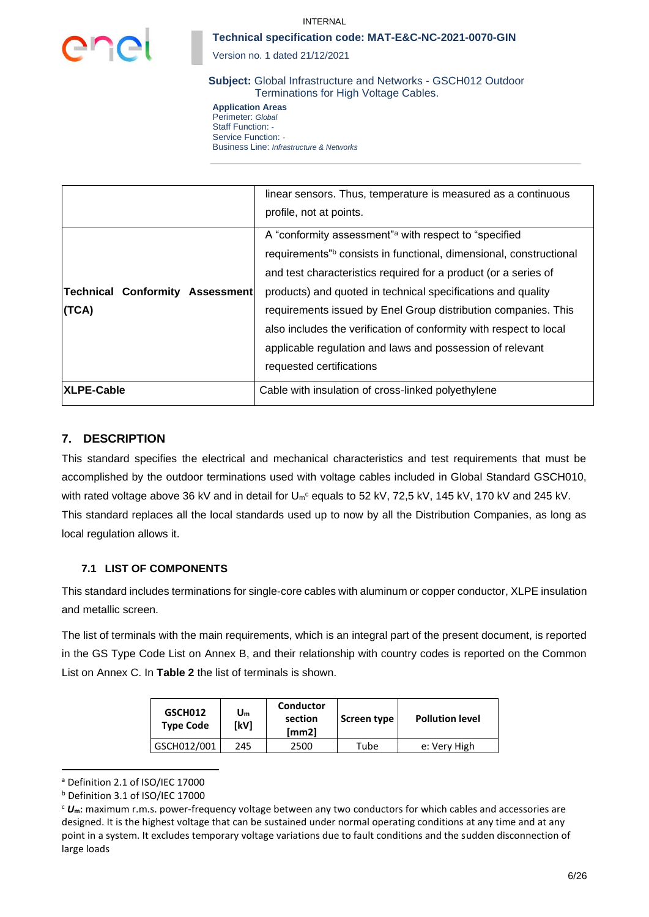| | |
|---|---|
| | linear sensors. Thus, temperature is measured as a continuous profile, not at points. |
| **Technical Conformity Assessment (TCA)** | A "conformity assessment"[a] with respect to "specified requirements"[b] consists in functional, dimensional, constructional and test characteristics required for a product (or a series of products) and quoted in technical specifications and quality requirements issued by Enel Group distribution companies. This also includes the verification of conformity with respect to local applicable regulation and laws and possession of relevant requested certifications |
| **XLPE-Cable** | Cable with insulation of cross-linked polyethylene |

## 7. DESCRIPTION

This standard specifies the electrical and mechanical characteristics and test requirements that must be accomplished by the outdoor terminations used with voltage cables included in Global Standard GSCH010, with rated voltage above 36 kV and in detail for $U_m$[c] equals to 52 kV, 72,5 kV, 145 kV, 170 kV and 245 kV.

This standard replaces all the local standards used up to now by all the Distribution Companies, as long as local regulation allows it.

### 7.1 LIST OF COMPONENTS

This standard includes terminations for single-core cables with aluminum or copper conductor, XLPE insulation and metallic screen.

The list of terminals with the main requirements, which is an integral part of the present document, is reported in the GS Type Code List on Annex B, and their relationship with country codes is reported on the Common List on Annex C. In **Table 2** the list of terminals is shown.

| GSCH012 Type Code | $U_m$ [kV] | Conductor section [mm2] | Screen type | Pollution level |
|---|---|---|---|---|
| GSCH012/001 | 245 | 2500 | Tube | e: Very High |

[a] Definition 2.1 of ISO/IEC 17000

[b] Definition 3.1 of ISO/IEC 17000

[c] $U_m$: maximum r.m.s. power-frequency voltage between any two conductors for which cables and accessories are designed. It is the highest voltage that can be sustained under normal operating conditions at any time and at any point in a system. It excludes temporary voltage variations due to fault conditions and the sudden disconnection of large loads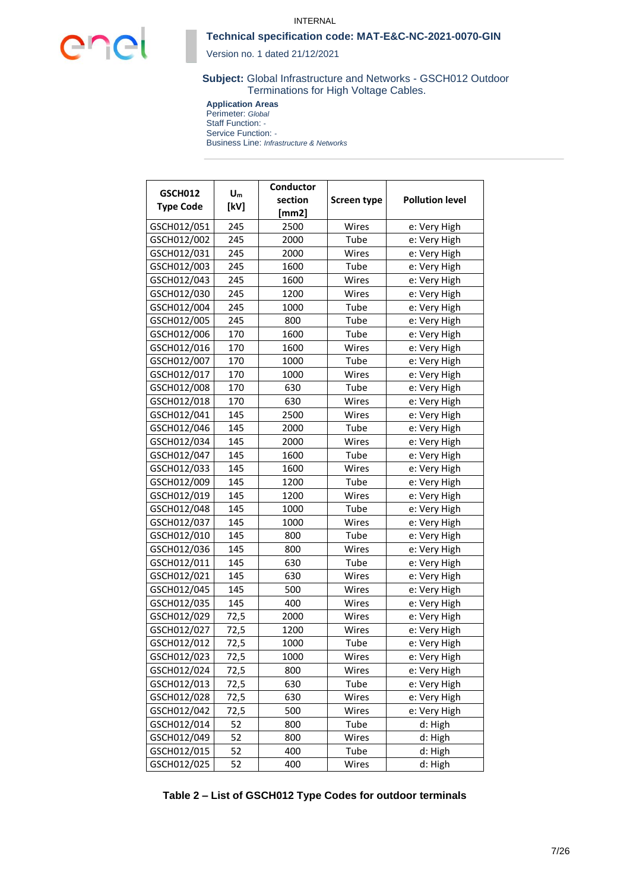| GSCH012 Type Code | $U_m$ [kV] | Conductor section [mm2] | Screen type | Pollution level |
|---|---|---|---|---|
| GSCH012/051 | 245 | 2500 | Wires | e: Very High |
| GSCH012/002 | 245 | 2000 | Tube | e: Very High |
| GSCH012/031 | 245 | 2000 | Wires | e: Very High |
| GSCH012/003 | 245 | 1600 | Tube | e: Very High |
| GSCH012/043 | 245 | 1600 | Wires | e: Very High |
| GSCH012/030 | 245 | 1200 | Wires | e: Very High |
| GSCH012/004 | 245 | 1000 | Tube | e: Very High |
| GSCH012/005 | 245 | 800 | Tube | e: Very High |
| GSCH012/006 | 170 | 1600 | Tube | e: Very High |
| GSCH012/016 | 170 | 1600 | Wires | e: Very High |
| GSCH012/007 | 170 | 1000 | Tube | e: Very High |
| GSCH012/017 | 170 | 1000 | Wires | e: Very High |
| GSCH012/008 | 170 | 630 | Tube | e: Very High |
| GSCH012/018 | 170 | 630 | Wires | e: Very High |
| GSCH012/041 | 145 | 2500 | Wires | e: Very High |
| GSCH012/046 | 145 | 2000 | Tube | e: Very High |
| GSCH012/034 | 145 | 2000 | Wires | e: Very High |
| GSCH012/047 | 145 | 1600 | Tube | e: Very High |
| GSCH012/033 | 145 | 1600 | Wires | e: Very High |
| GSCH012/009 | 145 | 1200 | Tube | e: Very High |
| GSCH012/019 | 145 | 1200 | Wires | e: Very High |
| GSCH012/048 | 145 | 1000 | Tube | e: Very High |
| GSCH012/037 | 145 | 1000 | Wires | e: Very High |
| GSCH012/010 | 145 | 800 | Tube | e: Very High |
| GSCH012/036 | 145 | 800 | Wires | e: Very High |
| GSCH012/011 | 145 | 630 | Tube | e: Very High |
| GSCH012/021 | 145 | 630 | Wires | e: Very High |
| GSCH012/045 | 145 | 500 | Wires | e: Very High |
| GSCH012/035 | 145 | 400 | Wires | e: Very High |
| GSCH012/029 | 72,5 | 2000 | Wires | e: Very High |
| GSCH012/027 | 72,5 | 1200 | Wires | e: Very High |
| GSCH012/012 | 72,5 | 1000 | Tube | e: Very High |
| GSCH012/023 | 72,5 | 1000 | Wires | e: Very High |
| GSCH012/024 | 72,5 | 800 | Wires | e: Very High |
| GSCH012/013 | 72,5 | 630 | Tube | e: Very High |
| GSCH012/028 | 72,5 | 630 | Wires | e: Very High |
| GSCH012/042 | 72,5 | 500 | Wires | e: Very High |
| GSCH012/014 | 52 | 800 | Tube | d: High |
| GSCH012/049 | 52 | 800 | Wires | d: High |
| GSCH012/015 | 52 | 400 | Tube | d: High |
| GSCH012/025 | 52 | 400 | Wires | d: High |

**Table 2 – List of GSCH012 Type Codes for outdoor terminals**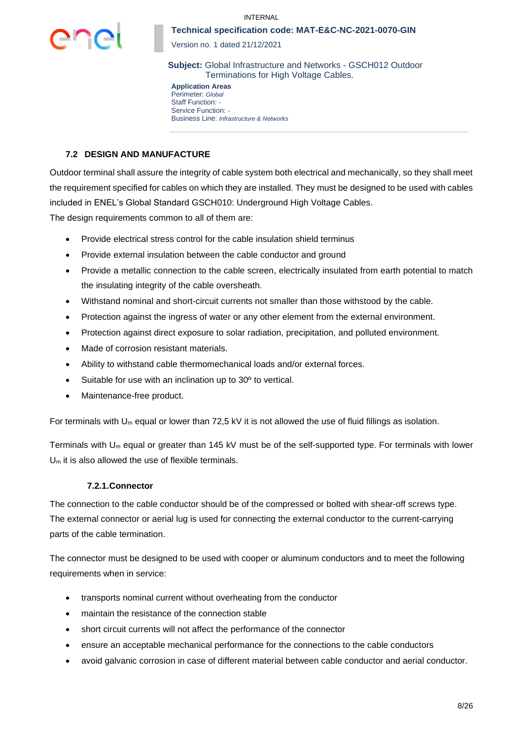## 7.2 DESIGN AND MANUFACTURE

Outdoor terminal shall assure the integrity of cable system both electrical and mechanically, so they shall meet the requirement specified for cables on which they are installed. They must be designed to be used with cables included in ENEL's Global Standard GSCH010: Underground High Voltage Cables.

The design requirements common to all of them are:

- Provide electrical stress control for the cable insulation shield terminus
- Provide external insulation between the cable conductor and ground
- Provide a metallic connection to the cable screen, electrically insulated from earth potential to match the insulating integrity of the cable oversheath.
- Withstand nominal and short-circuit currents not smaller than those withstood by the cable.
- Protection against the ingress of water or any other element from the external environment.
- Protection against direct exposure to solar radiation, precipitation, and polluted environment.
- Made of corrosion resistant materials.
- Ability to withstand cable thermomechanical loads and/or external forces.
- Suitable for use with an inclination up to 30º to vertical.
- Maintenance-free product.

For terminals with $U_m$ equal or lower than 72,5 kV it is not allowed the use of fluid fillings as isolation.

Terminals with $U_m$ equal or greater than 145 kV must be of the self-supported type. For terminals with lower $U_m$ it is also allowed the use of flexible terminals.

### 7.2.1. Connector

The connection to the cable conductor should be of the compressed or bolted with shear-off screws type. The external connector or aerial lug is used for connecting the external conductor to the current-carrying parts of the cable termination.

The connector must be designed to be used with cooper or aluminum conductors and to meet the following requirements when in service:

- transports nominal current without overheating from the conductor
- maintain the resistance of the connection stable
- short circuit currents will not affect the performance of the connector
- ensure an acceptable mechanical performance for the connections to the cable conductors
- avoid galvanic corrosion in case of different material between cable conductor and aerial conductor.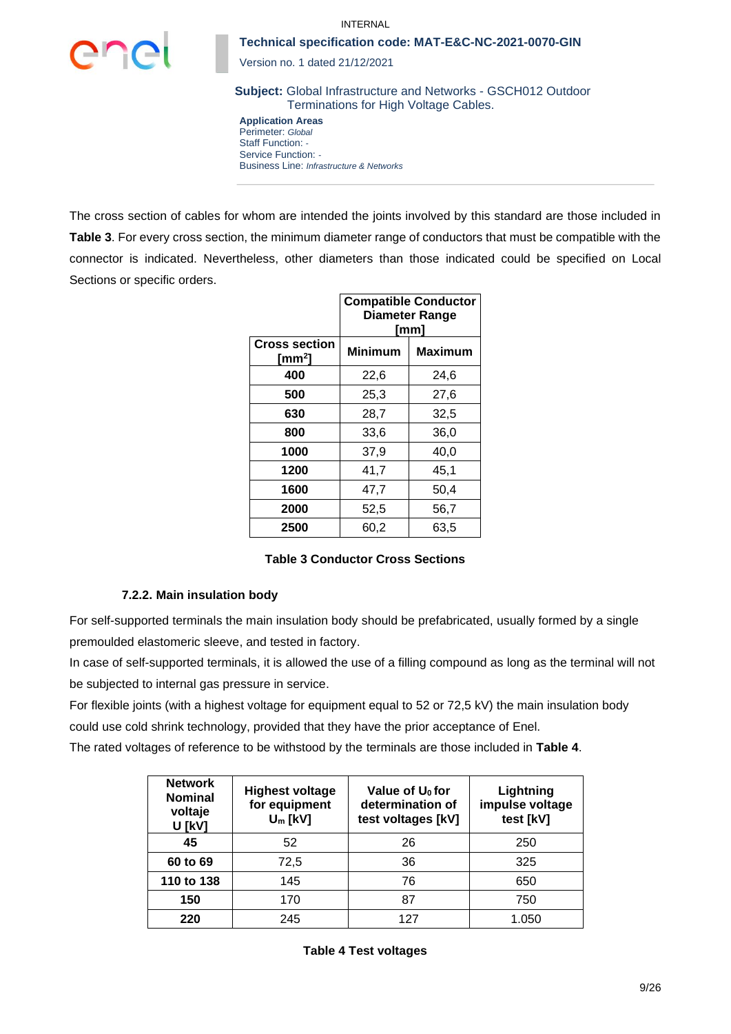The cross section of cables for whom are intended the joints involved by this standard are those included in **Table 3**. For every cross section, the minimum diameter range of conductors that must be compatible with the connector is indicated. Nevertheless, other diameters than those indicated could be specified on Local Sections or specific orders.

| | **Compatible Conductor Diameter Range [mm]** | |
|---|---|---|
| **Cross section [mm$^2$]** | **Minimum** | **Maximum** |
| **400** | 22,6 | 24,6 |
| **500** | 25,3 | 27,6 |
| **630** | 28,7 | 32,5 |
| **800** | 33,6 | 36,0 |
| **1000** | 37,9 | 40,0 |
| **1200** | 41,7 | 45,1 |
| **1600** | 47,7 | 50,4 |
| **2000** | 52,5 | 56,7 |
| **2500** | 60,2 | 63,5 |

**Table 3 Conductor Cross Sections**

#### 7.2.2. Main insulation body

For self-supported terminals the main insulation body should be prefabricated, usually formed by a single premoulded elastomeric sleeve, and tested in factory.

In case of self-supported terminals, it is allowed the use of a filling compound as long as the terminal will not be subjected to internal gas pressure in service.

For flexible joints (with a highest voltage for equipment equal to 52 or 72,5 kV) the main insulation body could use cold shrink technology, provided that they have the prior acceptance of Enel.

The rated voltages of reference to be withstood by the terminals are those included in **Table 4**.

| **Network Nominal voltaje U [kV]** | **Highest voltage for equipment $U_m$ [kV]** | **Value of $U_0$ for determination of test voltages [kV]** | **Lightning impulse voltage test [kV]** |
|---|---|---|---|
| **45** | 52 | 26 | 250 |
| **60 to 69** | 72,5 | 36 | 325 |
| **110 to 138** | 145 | 76 | 650 |
| **150** | 170 | 87 | 750 |
| **220** | 245 | 127 | 1.050 |

**Table 4 Test voltages**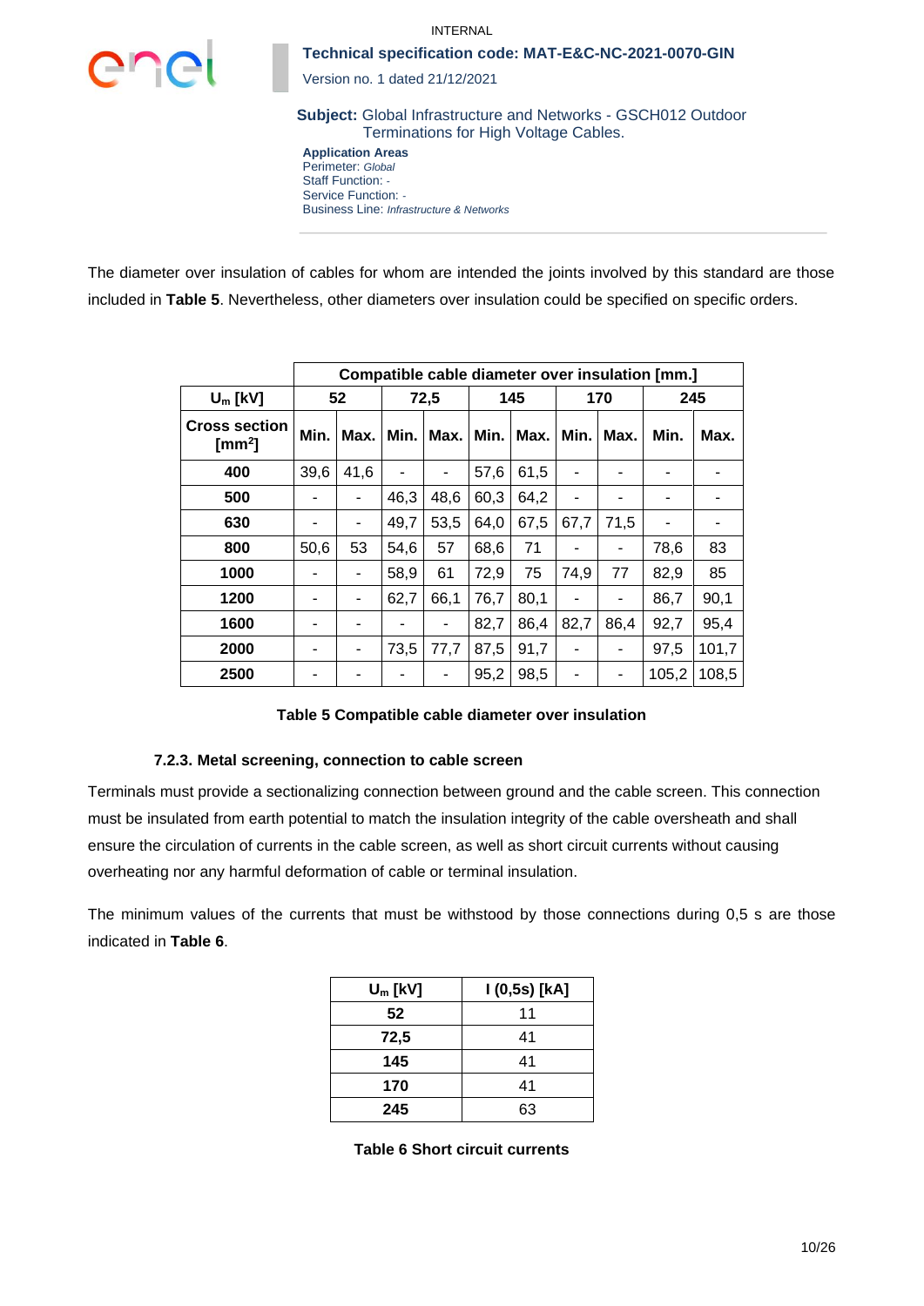The diameter over insulation of cables for whom are intended the joints involved by this standard are those included in **Table 5**. Nevertheless, other diameters over insulation could be specified on specific orders.

| | Compatible cable diameter over insulation [mm.] | | | | | | | | | |
|---|---|---|---|---|---|---|---|---|---|---|
| **$U_m$ [kV]** | **52** | | **72,5** | | **145** | | **170** | | **245** | |
| **Cross section [mm$^2$]** | **Min.** | **Max.** | **Min.** | **Max.** | **Min.** | **Max.** | **Min.** | **Max.** | **Min.** | **Max.** |
| **400** | 39,6 | 41,6 | - | - | 57,6 | 61,5 | - | - | - | - |
| **500** | - | - | 46,3 | 48,6 | 60,3 | 64,2 | - | - | - | - |
| **630** | - | - | 49,7 | 53,5 | 64,0 | 67,5 | 67,7 | 71,5 | - | - |
| **800** | 50,6 | 53 | 54,6 | 57 | 68,6 | 71 | - | - | 78,6 | 83 |
| **1000** | - | - | 58,9 | 61 | 72,9 | 75 | 74,9 | 77 | 82,9 | 85 |
| **1200** | - | - | 62,7 | 66,1 | 76,7 | 80,1 | - | - | 86,7 | 90,1 |
| **1600** | - | - | - | - | 82,7 | 86,4 | 82,7 | 86,4 | 92,7 | 95,4 |
| **2000** | - | - | 73,5 | 77,7 | 87,5 | 91,7 | - | - | 97,5 | 101,7 |
| **2500** | - | - | - | - | 95,2 | 98,5 | - | - | 105,2 | 108,5 |

**Table 5 Compatible cable diameter over insulation**

### 7.2.3. Metal screening, connection to cable screen

Terminals must provide a sectionalizing connection between ground and the cable screen. This connection must be insulated from earth potential to match the insulation integrity of the cable oversheath and shall ensure the circulation of currents in the cable screen, as well as short circuit currents without causing overheating nor any harmful deformation of cable or terminal insulation.

The minimum values of the currents that must be withstood by those connections during 0,5 s are those indicated in **Table 6**.

| $U_m$ [kV] | I (0,5s) [kA] |
|---|---|
| **52** | 11 |
| **72,5** | 41 |
| **145** | 41 |
| **170** | 41 |
| **245** | 63 |

**Table 6 Short circuit currents**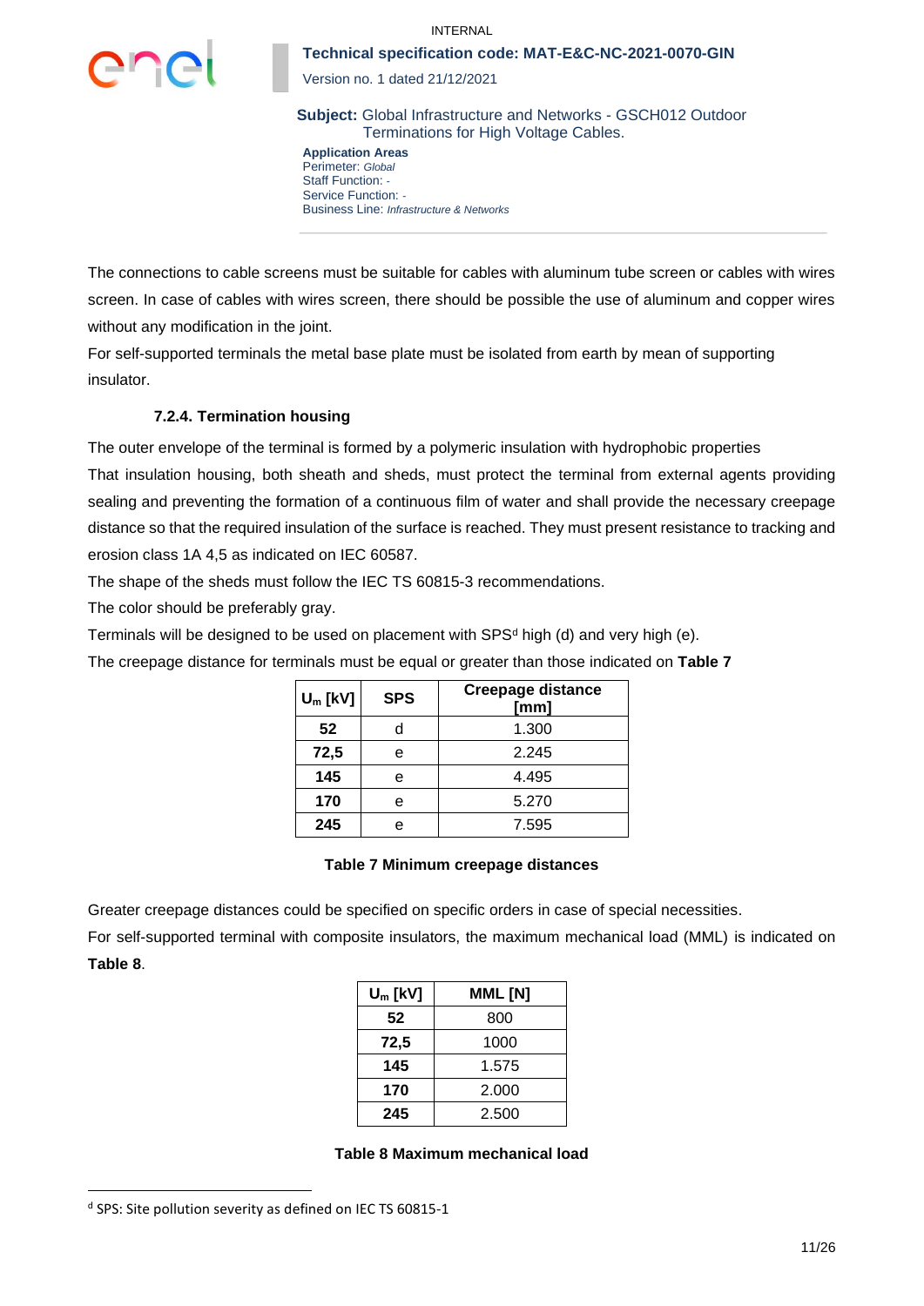The connections to cable screens must be suitable for cables with aluminum tube screen or cables with wires screen. In case of cables with wires screen, there should be possible the use of aluminum and copper wires without any modification in the joint.

For self-supported terminals the metal base plate must be isolated from earth by mean of supporting insulator.

#### 7.2.4. Termination housing

The outer envelope of the terminal is formed by a polymeric insulation with hydrophobic properties

That insulation housing, both sheath and sheds, must protect the terminal from external agents providing sealing and preventing the formation of a continuous film of water and shall provide the necessary creepage distance so that the required insulation of the surface is reached. They must present resistance to tracking and erosion class 1A 4,5 as indicated on IEC 60587.

The shape of the sheds must follow the IEC TS 60815-3 recommendations.

The color should be preferably gray.

Terminals will be designed to be used on placement with SPS[d] high (d) and very high (e).

The creepage distance for terminals must be equal or greater than those indicated on **Table 7**

| $U_m$ [kV] | SPS | Creepage distance [mm] |
|---|---|---|
| **52** | d | 1.300 |
| **72,5** | e | 2.245 |
| **145** | e | 4.495 |
| **170** | e | 5.270 |
| **245** | e | 7.595 |

**Table 7 Minimum creepage distances**

Greater creepage distances could be specified on specific orders in case of special necessities.

For self-supported terminal with composite insulators, the maximum mechanical load (MML) is indicated on **Table 8**.

| $U_m$ [kV] | MML [N] |
|---|---|
| **52** | 800 |
| **72,5** | 1000 |
| **145** | 1.575 |
| **170** | 2.000 |
| **245** | 2.500 |

**Table 8 Maximum mechanical load**

[d] SPS: Site pollution severity as defined on IEC TS 60815-1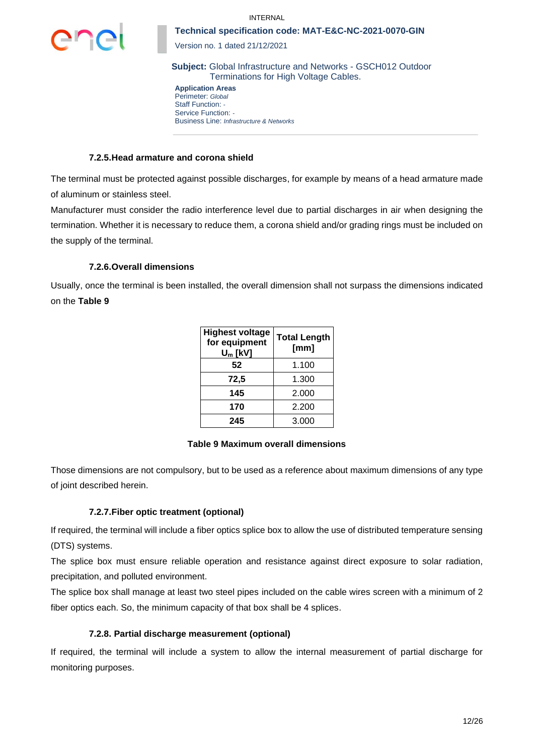#### 7.2.5.Head armature and corona shield

The terminal must be protected against possible discharges, for example by means of a head armature made of aluminum or stainless steel.

Manufacturer must consider the radio interference level due to partial discharges in air when designing the termination. Whether it is necessary to reduce them, a corona shield and/or grading rings must be included on the supply of the terminal.

#### 7.2.6.Overall dimensions

Usually, once the terminal is been installed, the overall dimension shall not surpass the dimensions indicated on the **Table 9**

| Highest voltage for equipment $U_m$ [kV] | Total Length [mm] |
|---|---|
| **52** | 1.100 |
| **72,5** | 1.300 |
| **145** | 2.000 |
| **170** | 2.200 |
| **245** | 3.000 |

**Table 9 Maximum overall dimensions**

Those dimensions are not compulsory, but to be used as a reference about maximum dimensions of any type of joint described herein.

#### 7.2.7.Fiber optic treatment (optional)

If required, the terminal will include a fiber optics splice box to allow the use of distributed temperature sensing (DTS) systems.

The splice box must ensure reliable operation and resistance against direct exposure to solar radiation, precipitation, and polluted environment.

The splice box shall manage at least two steel pipes included on the cable wires screen with a minimum of 2 fiber optics each. So, the minimum capacity of that box shall be 4 splices.

#### 7.2.8. Partial discharge measurement (optional)

If required, the terminal will include a system to allow the internal measurement of partial discharge for monitoring purposes.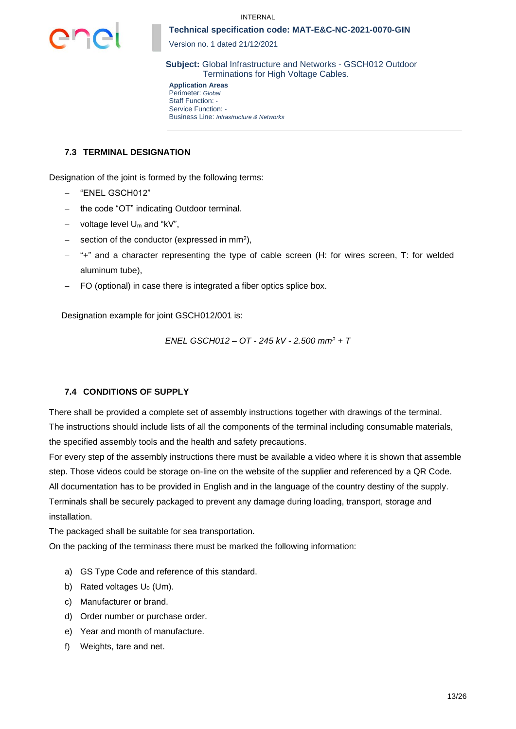### 7.3 TERMINAL DESIGNATION

Designation of the joint is formed by the following terms:

- "ENEL GSCH012"
- the code "OT" indicating Outdoor terminal.
- voltage level $U_m$ and "kV",
- section of the conductor (expressed in $mm^2$),
- "+" and a character representing the type of cable screen (H: for wires screen, T: for welded aluminum tube),
- FO (optional) in case there is integrated a fiber optics splice box.

Designation example for joint GSCH012/001 is:

*ENEL GSCH012 – OT - 245 kV - 2.500 mm² + T*

### 7.4 CONDITIONS OF SUPPLY

There shall be provided a complete set of assembly instructions together with drawings of the terminal. The instructions should include lists of all the components of the terminal including consumable materials, the specified assembly tools and the health and safety precautions.

For every step of the assembly instructions there must be available a video where it is shown that assemble step. Those videos could be storage on-line on the website of the supplier and referenced by a QR Code.

All documentation has to be provided in English and in the language of the country destiny of the supply.

Terminals shall be securely packaged to prevent any damage during loading, transport, storage and installation.

The packaged shall be suitable for sea transportation.

On the packing of the terminass there must be marked the following information:

a) GS Type Code and reference of this standard.
b) Rated voltages $U_0$ (Um).
c) Manufacturer or brand.
d) Order number or purchase order.
e) Year and month of manufacture.
f) Weights, tare and net.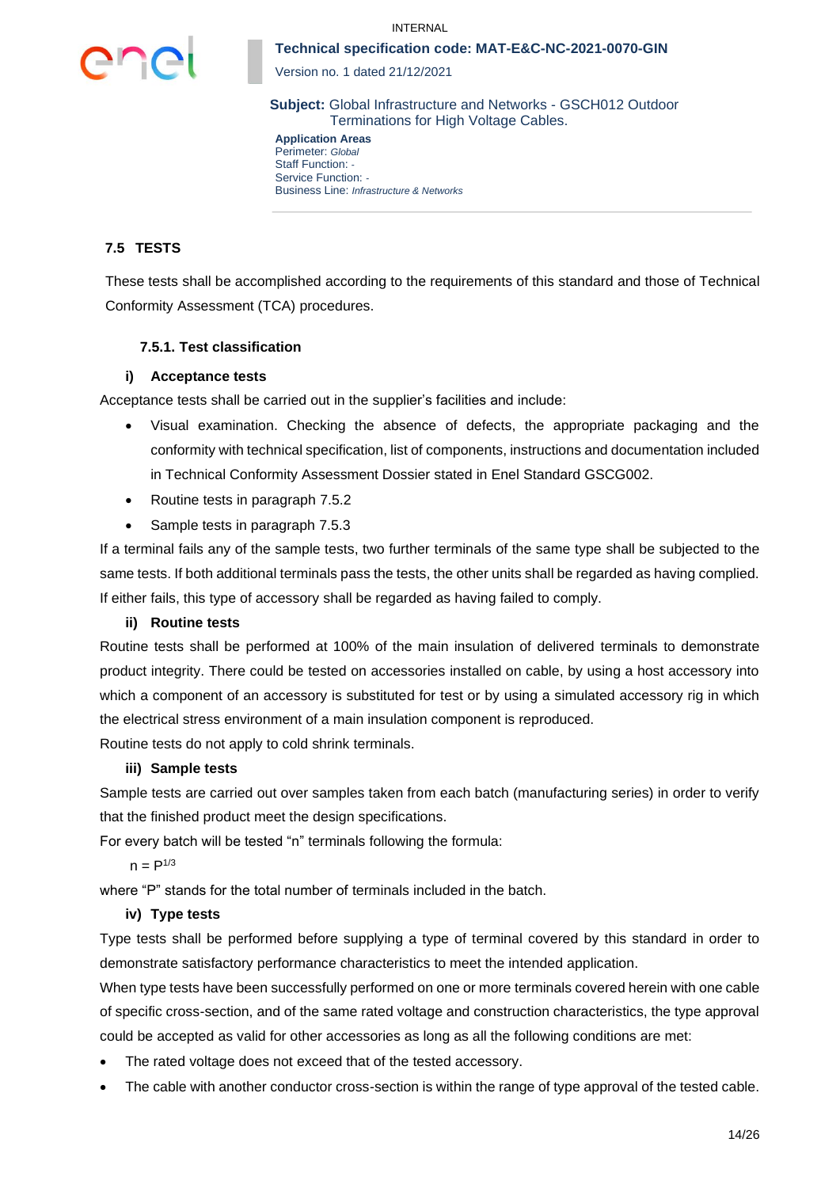## 7.5 TESTS

These tests shall be accomplished according to the requirements of this standard and those of Technical Conformity Assessment (TCA) procedures.

### 7.5.1. Test classification

#### i) Acceptance tests

Acceptance tests shall be carried out in the supplier's facilities and include:

- Visual examination. Checking the absence of defects, the appropriate packaging and the conformity with technical specification, list of components, instructions and documentation included in Technical Conformity Assessment Dossier stated in Enel Standard GSCG002.
- Routine tests in paragraph 7.5.2
- Sample tests in paragraph 7.5.3

If a terminal fails any of the sample tests, two further terminals of the same type shall be subjected to the same tests. If both additional terminals pass the tests, the other units shall be regarded as having complied. If either fails, this type of accessory shall be regarded as having failed to comply.

#### ii) Routine tests

Routine tests shall be performed at 100% of the main insulation of delivered terminals to demonstrate product integrity. There could be tested on accessories installed on cable, by using a host accessory into which a component of an accessory is substituted for test or by using a simulated accessory rig in which the electrical stress environment of a main insulation component is reproduced.

Routine tests do not apply to cold shrink terminals.

#### iii) Sample tests

Sample tests are carried out over samples taken from each batch (manufacturing series) in order to verify that the finished product meet the design specifications.

For every batch will be tested "n" terminals following the formula:

$$n = P^{1/3}$$

where "P" stands for the total number of terminals included in the batch.

#### iv) Type tests

Type tests shall be performed before supplying a type of terminal covered by this standard in order to demonstrate satisfactory performance characteristics to meet the intended application.

When type tests have been successfully performed on one or more terminals covered herein with one cable of specific cross-section, and of the same rated voltage and construction characteristics, the type approval could be accepted as valid for other accessories as long as all the following conditions are met:

- The rated voltage does not exceed that of the tested accessory.
- The cable with another conductor cross-section is within the range of type approval of the tested cable.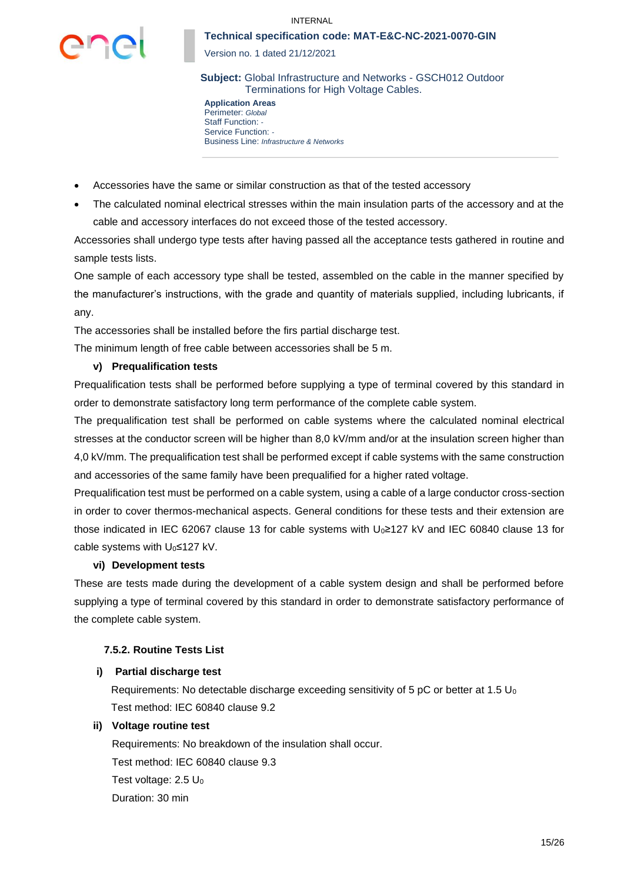- Accessories have the same or similar construction as that of the tested accessory
- The calculated nominal electrical stresses within the main insulation parts of the accessory and at the cable and accessory interfaces do not exceed those of the tested accessory.

Accessories shall undergo type tests after having passed all the acceptance tests gathered in routine and sample tests lists.

One sample of each accessory type shall be tested, assembled on the cable in the manner specified by the manufacturer's instructions, with the grade and quantity of materials supplied, including lubricants, if any.

The accessories shall be installed before the firs partial discharge test.

The minimum length of free cable between accessories shall be 5 m.

**v) Prequalification tests**

Prequalification tests shall be performed before supplying a type of terminal covered by this standard in order to demonstrate satisfactory long term performance of the complete cable system.

The prequalification test shall be performed on cable systems where the calculated nominal electrical stresses at the conductor screen will be higher than 8,0 kV/mm and/or at the insulation screen higher than 4,0 kV/mm. The prequalification test shall be performed except if cable systems with the same construction and accessories of the same family have been prequalified for a higher rated voltage.

Prequalification test must be performed on a cable system, using a cable of a large conductor cross-section in order to cover thermos-mechanical aspects. General conditions for these tests and their extension are those indicated in IEC 62067 clause 13 for cable systems with $U_0 \geq 127$ kV and IEC 60840 clause 13 for cable systems with $U_0 \leq 127$ kV.

**vi) Development tests**

These are tests made during the development of a cable system design and shall be performed before supplying a type of terminal covered by this standard in order to demonstrate satisfactory performance of the complete cable system.

#### 7.5.2. Routine Tests List

**i) Partial discharge test**

Requirements: No detectable discharge exceeding sensitivity of 5 pC or better at 1.5 $U_0$

Test method: IEC 60840 clause 9.2

**ii) Voltage routine test**

Requirements: No breakdown of the insulation shall occur.

Test method: IEC 60840 clause 9.3

Test voltage: 2.5 $U_0$

Duration: 30 min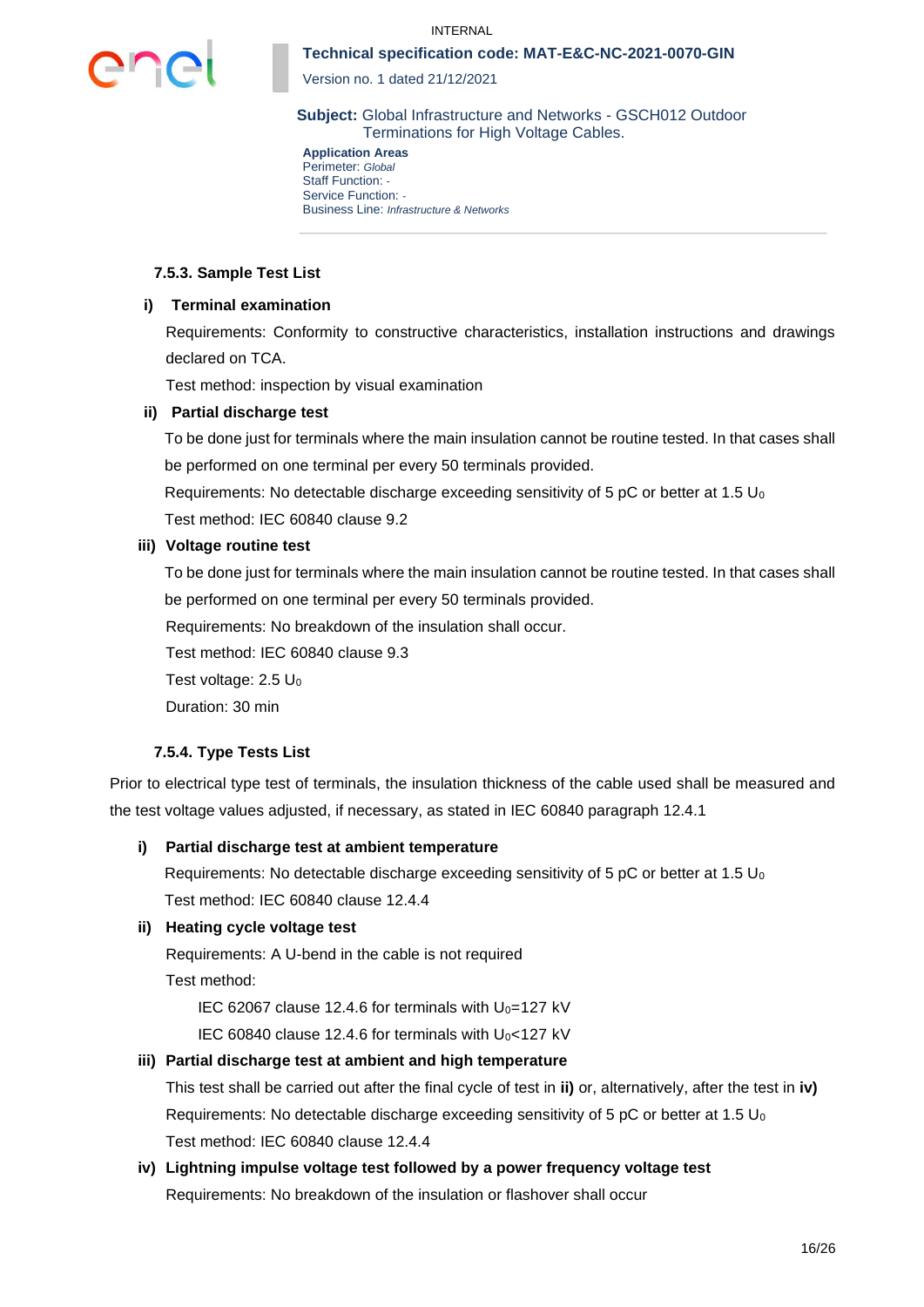#### 7.5.3. Sample Test List

**i) Terminal examination**

Requirements: Conformity to constructive characteristics, installation instructions and drawings declared on TCA.

Test method: inspection by visual examination

**ii) Partial discharge test**

To be done just for terminals where the main insulation cannot be routine tested. In that cases shall be performed on one terminal per every 50 terminals provided.

Requirements: No detectable discharge exceeding sensitivity of 5 pC or better at 1.5 $U_0$

Test method: IEC 60840 clause 9.2

**iii) Voltage routine test**

To be done just for terminals where the main insulation cannot be routine tested. In that cases shall be performed on one terminal per every 50 terminals provided.

Requirements: No breakdown of the insulation shall occur.

Test method: IEC 60840 clause 9.3

Test voltage: 2.5 $U_0$

Duration: 30 min

#### 7.5.4. Type Tests List

Prior to electrical type test of terminals, the insulation thickness of the cable used shall be measured and the test voltage values adjusted, if necessary, as stated in IEC 60840 paragraph 12.4.1

**i) Partial discharge test at ambient temperature**

Requirements: No detectable discharge exceeding sensitivity of 5 pC or better at 1.5 $U_0$

Test method: IEC 60840 clause 12.4.4

**ii) Heating cycle voltage test**

Requirements: A U-bend in the cable is not required

Test method:

IEC 62067 clause 12.4.6 for terminals with $U_0$=127 kV

IEC 60840 clause 12.4.6 for terminals with $U_0$<127 kV

**iii) Partial discharge test at ambient and high temperature**

This test shall be carried out after the final cycle of test in **ii)** or, alternatively, after the test in **iv)**

Requirements: No detectable discharge exceeding sensitivity of 5 pC or better at 1.5 $U_0$

Test method: IEC 60840 clause 12.4.4

**iv) Lightning impulse voltage test followed by a power frequency voltage test**

Requirements: No breakdown of the insulation or flashover shall occur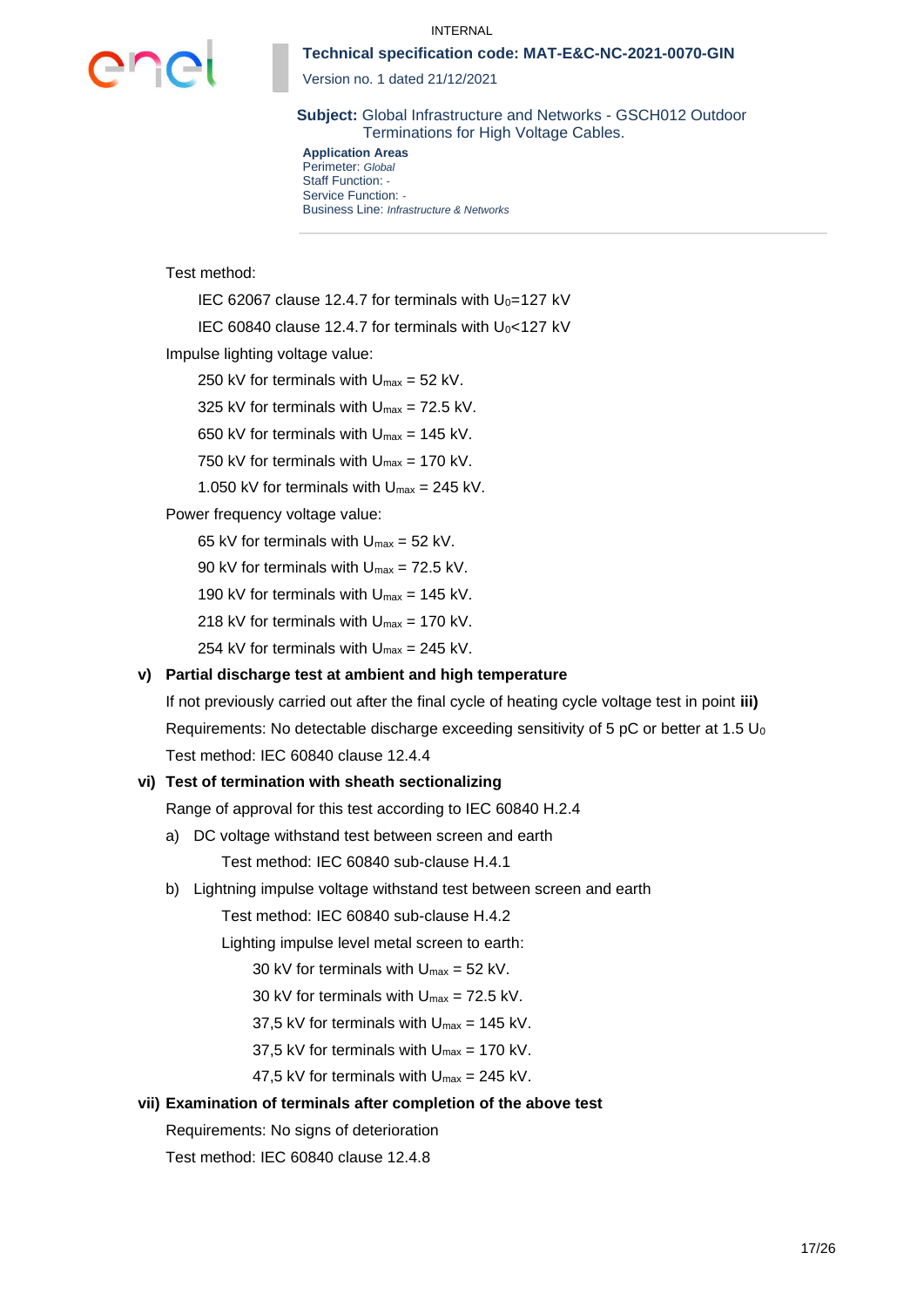Test method:

IEC 62067 clause 12.4.7 for terminals with $U_0$=127 kV

IEC 60840 clause 12.4.7 for terminals with $U_0$<127 kV

Impulse lighting voltage value:

250 kV for terminals with $U_{max}$ = 52 kV.

325 kV for terminals with $U_{max}$ = 72.5 kV.

650 kV for terminals with $U_{max}$ = 145 kV.

750 kV for terminals with $U_{max}$ = 170 kV.

1.050 kV for terminals with $U_{max}$ = 245 kV.

Power frequency voltage value:

65 kV for terminals with $U_{max}$ = 52 kV.

90 kV for terminals with $U_{max}$ = 72.5 kV.

190 kV for terminals with $U_{max}$ = 145 kV.

218 kV for terminals with $U_{max}$ = 170 kV.

254 kV for terminals with $U_{max}$ = 245 kV.

**v) Partial discharge test at ambient and high temperature**

If not previously carried out after the final cycle of heating cycle voltage test in point **iii)**

Requirements: No detectable discharge exceeding sensitivity of 5 pC or better at 1.5 $U_0$

Test method: IEC 60840 clause 12.4.4

**vi) Test of termination with sheath sectionalizing**

Range of approval for this test according to IEC 60840 H.2.4

a) DC voltage withstand test between screen and earth

Test method: IEC 60840 sub-clause H.4.1

b) Lightning impulse voltage withstand test between screen and earth

Test method: IEC 60840 sub-clause H.4.2

Lighting impulse level metal screen to earth:

30 kV for terminals with $U_{max}$ = 52 kV.

30 kV for terminals with $U_{max}$ = 72.5 kV.

37,5 kV for terminals with $U_{max}$ = 145 kV.

37,5 kV for terminals with $U_{max}$ = 170 kV.

47,5 kV for terminals with $U_{max}$ = 245 kV.

**vii) Examination of terminals after completion of the above test**

Requirements: No signs of deterioration

Test method: IEC 60840 clause 12.4.8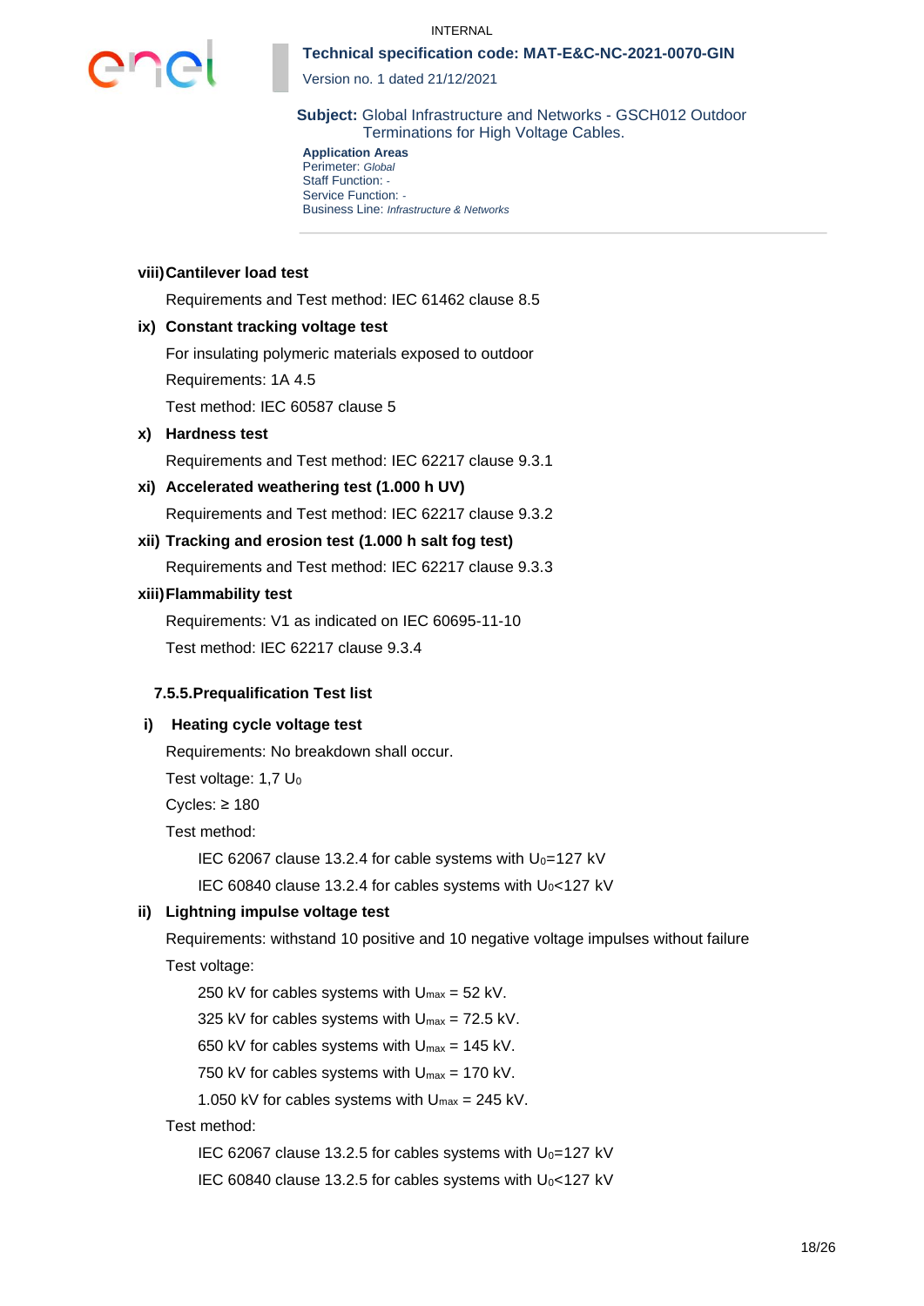**viii) Cantilever load test**

Requirements and Test method: IEC 61462 clause 8.5

**ix) Constant tracking voltage test**

For insulating polymeric materials exposed to outdoor

Requirements: 1A 4.5

Test method: IEC 60587 clause 5

**x) Hardness test**

Requirements and Test method: IEC 62217 clause 9.3.1

**xi) Accelerated weathering test (1.000 h UV)**

Requirements and Test method: IEC 62217 clause 9.3.2

**xii) Tracking and erosion test (1.000 h salt fog test)**

Requirements and Test method: IEC 62217 clause 9.3.3

**xiii) Flammability test**

Requirements: V1 as indicated on IEC 60695-11-10

Test method: IEC 62217 clause 9.3.4

### 7.5.5. Prequalification Test list

**i) Heating cycle voltage test**

Requirements: No breakdown shall occur.

Test voltage: 1,7 $U_0$

Cycles: ≥ 180

Test method:

IEC 62067 clause 13.2.4 for cable systems with $U_0$=127 kV

IEC 60840 clause 13.2.4 for cables systems with $U_0$<127 kV

**ii) Lightning impulse voltage test**

Requirements: withstand 10 positive and 10 negative voltage impulses without failure

Test voltage:

250 kV for cables systems with $U_{max}$ = 52 kV.

325 kV for cables systems with $U_{max}$ = 72.5 kV.

650 kV for cables systems with $U_{max}$ = 145 kV.

750 kV for cables systems with $U_{max}$ = 170 kV.

1.050 kV for cables systems with $U_{max}$ = 245 kV.

Test method:

IEC 62067 clause 13.2.5 for cables systems with $U_0$=127 kV

IEC 60840 clause 13.2.5 for cables systems with $U_0$<127 kV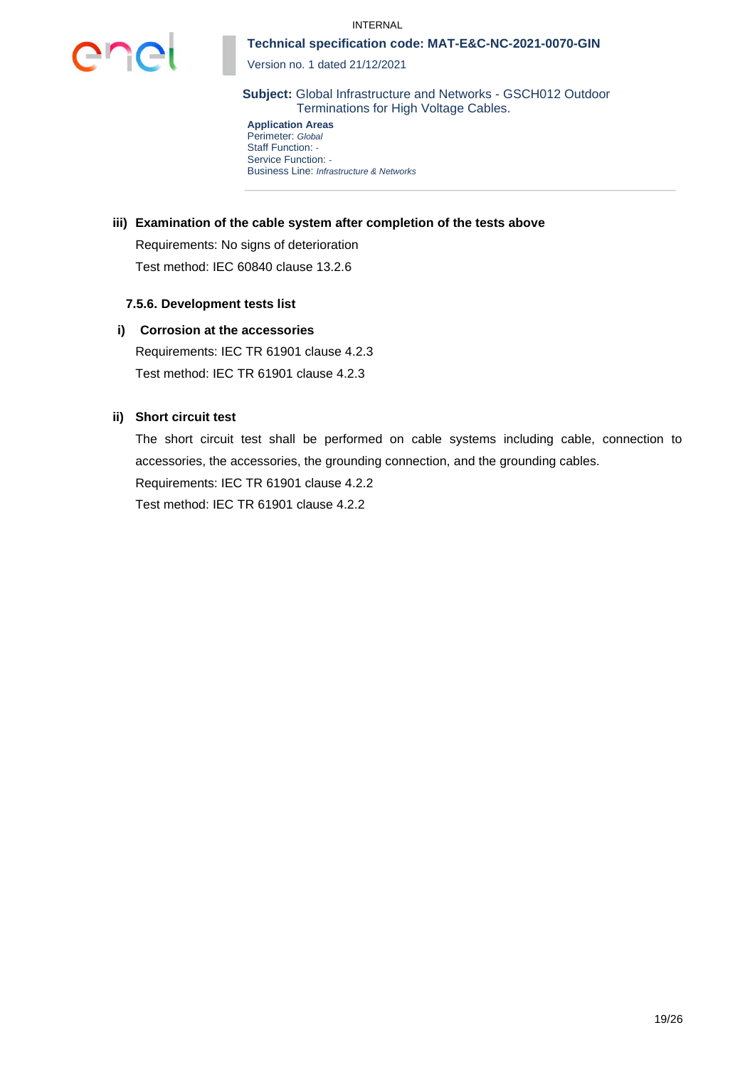**iii) Examination of the cable system after completion of the tests above**

Requirements: No signs of deterioration

Test method: IEC 60840 clause 13.2.6

### 7.5.6. Development tests list

**i) Corrosion at the accessories**

Requirements: IEC TR 61901 clause 4.2.3

Test method: IEC TR 61901 clause 4.2.3

**ii) Short circuit test**

The short circuit test shall be performed on cable systems including cable, connection to accessories, the accessories, the grounding connection, and the grounding cables.

Requirements: IEC TR 61901 clause 4.2.2

Test method: IEC TR 61901 clause 4.2.2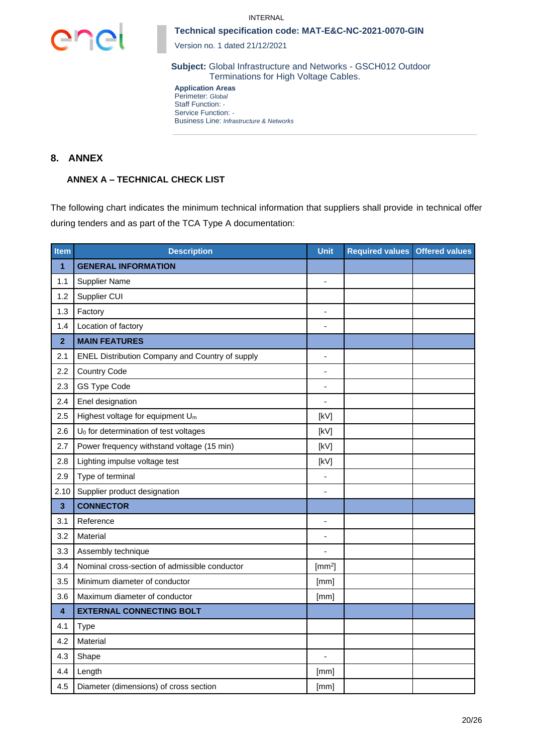## 8. ANNEX

### ANNEX A – TECHNICAL CHECK LIST

The following chart indicates the minimum technical information that suppliers shall provide in technical offer during tenders and as part of the TCA Type A documentation:

| Item | Description | Unit | Required values | Offered values |
|---|---|---|---|---|
| **1** | **GENERAL INFORMATION** | | | |
| 1.1 | Supplier Name | - | | |
| 1.2 | Supplier CUI | | | |
| 1.3 | Factory | - | | |
| 1.4 | Location of factory | - | | |
| **2** | **MAIN FEATURES** | | | |
| 2.1 | ENEL Distribution Company and Country of supply | - | | |
| 2.2 | Country Code | - | | |
| 2.3 | GS Type Code | - | | |
| 2.4 | Enel designation | - | | |
| 2.5 | Highest voltage for equipment $U_m$ | [kV] | | |
| 2.6 | $U_0$ for determination of test voltages | [kV] | | |
| 2.7 | Power frequency withstand voltage (15 min) | [kV] | | |
| 2.8 | Lighting impulse voltage test | [kV] | | |
| 2.9 | Type of terminal | - | | |
| 2.10 | Supplier product designation | - | | |
| **3** | **CONNECTOR** | | | |
| 3.1 | Reference | - | | |
| 3.2 | Material | - | | |
| 3.3 | Assembly technique | - | | |
| 3.4 | Nominal cross-section of admissible conductor | [$mm^2$] | | |
| 3.5 | Minimum diameter of conductor | [mm] | | |
| 3.6 | Maximum diameter of conductor | [mm] | | |
| **4** | **EXTERNAL CONNECTING BOLT** | | | |
| 4.1 | Type | | | |
| 4.2 | Material | | | |
| 4.3 | Shape | - | | |
| 4.4 | Length | [mm] | | |
| 4.5 | Diameter (dimensions) of cross section | [mm] | | |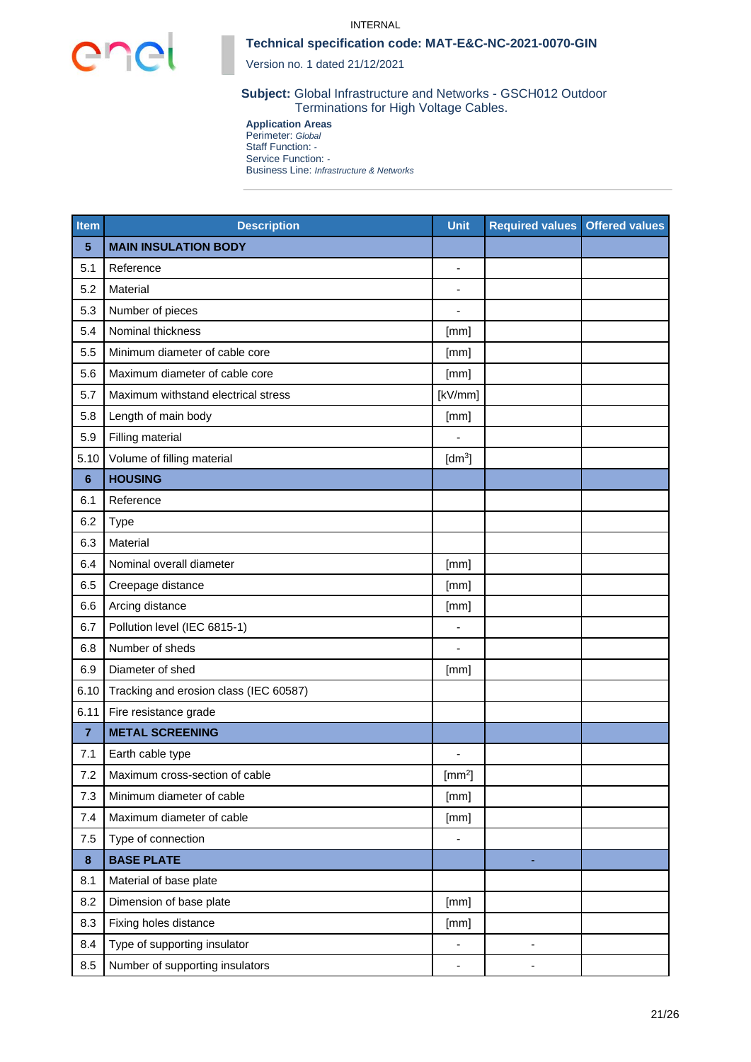INTERNAL

**Technical specification code: MAT-E&C-NC-2021-0070-GIN**

Version no. 1 dated 21/12/2021

**Subject:** Global Infrastructure and Networks - GSCH012 Outdoor Terminations for High Voltage Cables.

**Application Areas**
Perimeter: *Global*
Staff Function: -
Service Function: -
Business Line: *Infrastructure & Networks*

| Item | Description | Unit | Required values | Offered values |
|---|---|---|---|---|
| **5** | **MAIN INSULATION BODY** | | | |
| 5.1 | Reference | - | | |
| 5.2 | Material | - | | |
| 5.3 | Number of pieces | - | | |
| 5.4 | Nominal thickness | [mm] | | |
| 5.5 | Minimum diameter of cable core | [mm] | | |
| 5.6 | Maximum diameter of cable core | [mm] | | |
| 5.7 | Maximum withstand electrical stress | [kV/mm] | | |
| 5.8 | Length of main body | [mm] | | |
| 5.9 | Filling material | - | | |
| 5.10 | Volume of filling material | [$dm^3$] | | |
| **6** | **HOUSING** | | | |
| 6.1 | Reference | | | |
| 6.2 | Type | | | |
| 6.3 | Material | | | |
| 6.4 | Nominal overall diameter | [mm] | | |
| 6.5 | Creepage distance | [mm] | | |
| 6.6 | Arcing distance | [mm] | | |
| 6.7 | Pollution level (IEC 6815-1) | - | | |
| 6.8 | Number of sheds | - | | |
| 6.9 | Diameter of shed | [mm] | | |
| 6.10 | Tracking and erosion class (IEC 60587) | | | |
| 6.11 | Fire resistance grade | | | |
| **7** | **METAL SCREENING** | | | |
| 7.1 | Earth cable type | - | | |
| 7.2 | Maximum cross-section of cable | [$mm^2$] | | |
| 7.3 | Minimum diameter of cable | [mm] | | |
| 7.4 | Maximum diameter of cable | [mm] | | |
| 7.5 | Type of connection | - | | |
| **8** | **BASE PLATE** | | - | |
| 8.1 | Material of base plate | | | |
| 8.2 | Dimension of base plate | [mm] | | |
| 8.3 | Fixing holes distance | [mm] | | |
| 8.4 | Type of supporting insulator | - | - | |
| 8.5 | Number of supporting insulators | - | - | |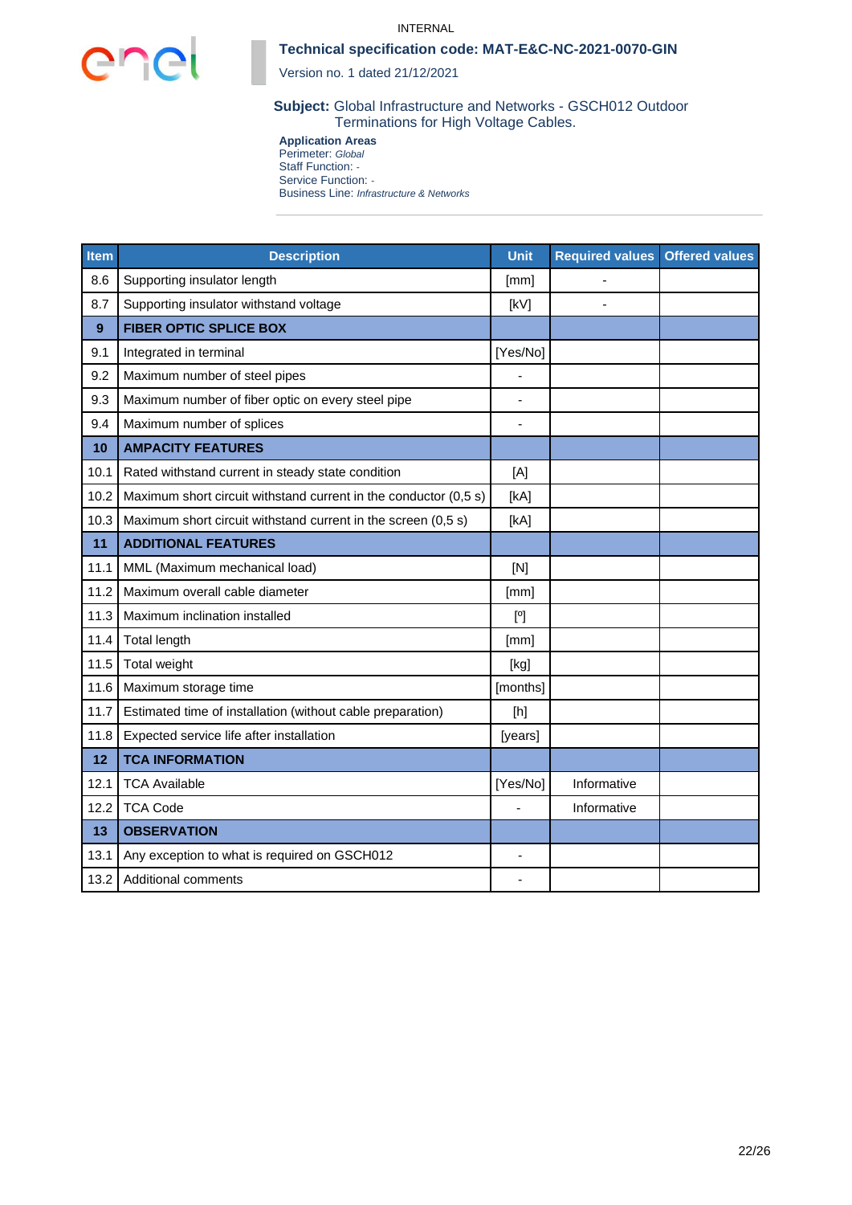INTERNAL

**Technical specification code: MAT-E&C-NC-2021-0070-GIN**

Version no. 1 dated 21/12/2021

**Subject:** Global Infrastructure and Networks - GSCH012 Outdoor Terminations for High Voltage Cables.

**Application Areas**
Perimeter: *Global*
Staff Function: -
Service Function: -
Business Line: *Infrastructure & Networks*

| Item | Description | Unit | Required values | Offered values |
|---|---|---|---|---|
| 8.6 | Supporting insulator length | [mm] | - | |
| 8.7 | Supporting insulator withstand voltage | [kV] | - | |
| **9** | **FIBER OPTIC SPLICE BOX** | | | |
| 9.1 | Integrated in terminal | [Yes/No] | | |
| 9.2 | Maximum number of steel pipes | - | | |
| 9.3 | Maximum number of fiber optic on every steel pipe | - | | |
| 9.4 | Maximum number of splices | - | | |
| **10** | **AMPACITY FEATURES** | | | |
| 10.1 | Rated withstand current in steady state condition | [A] | | |
| 10.2 | Maximum short circuit withstand current in the conductor (0,5 s) | [kA] | | |
| 10.3 | Maximum short circuit withstand current in the screen (0,5 s) | [kA] | | |
| **11** | **ADDITIONAL FEATURES** | | | |
| 11.1 | MML (Maximum mechanical load) | [N] | | |
| 11.2 | Maximum overall cable diameter | [mm] | | |
| 11.3 | Maximum inclination installed | [º] | | |
| 11.4 | Total length | [mm] | | |
| 11.5 | Total weight | [kg] | | |
| 11.6 | Maximum storage time | [months] | | |
| 11.7 | Estimated time of installation (without cable preparation) | [h] | | |
| 11.8 | Expected service life after installation | [years] | | |
| **12** | **TCA INFORMATION** | | | |
| 12.1 | TCA Available | [Yes/No] | Informative | |
| 12.2 | TCA Code | - | Informative | |
| **13** | **OBSERVATION** | | | |
| 13.1 | Any exception to what is required on GSCH012 | - | | |
| 13.2 | Additional comments | - | | |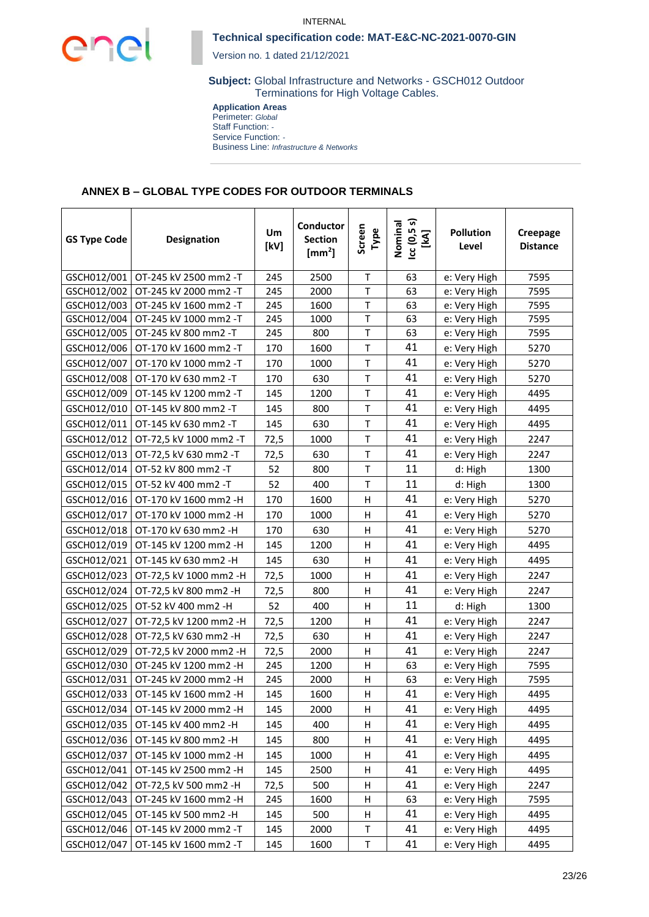INTERNAL

**Technical specification code: MAT-E&C-NC-2021-0070-GIN**

Version no. 1 dated 21/12/2021

**Subject:** Global Infrastructure and Networks - GSCH012 Outdoor Terminations for High Voltage Cables.

**Application Areas**
Perimeter: *Global*
Staff Function: -
Service Function: -
Business Line: *Infrastructure & Networks*

## ANNEX B – GLOBAL TYPE CODES FOR OUTDOOR TERMINALS

| GS Type Code | Designation | Um [kV] | Conductor Section [mm$^2$] | Screen Type | Nominal Icc (0,5 s) [kA] | Pollution Level | Creepage Distance |
|---|---|---|---|---|---|---|---|
| GSCH012/001 | OT-245 kV 2500 mm2 -T | 245 | 2500 | T | 63 | e: Very High | 7595 |
| GSCH012/002 | OT-245 kV 2000 mm2 -T | 245 | 2000 | T | 63 | e: Very High | 7595 |
| GSCH012/003 | OT-245 kV 1600 mm2 -T | 245 | 1600 | T | 63 | e: Very High | 7595 |
| GSCH012/004 | OT-245 kV 1000 mm2 -T | 245 | 1000 | T | 63 | e: Very High | 7595 |
| GSCH012/005 | OT-245 kV 800 mm2 -T | 245 | 800 | T | 63 | e: Very High | 7595 |
| GSCH012/006 | OT-170 kV 1600 mm2 -T | 170 | 1600 | T | 41 | e: Very High | 5270 |
| GSCH012/007 | OT-170 kV 1000 mm2 -T | 170 | 1000 | T | 41 | e: Very High | 5270 |
| GSCH012/008 | OT-170 kV 630 mm2 -T | 170 | 630 | T | 41 | e: Very High | 5270 |
| GSCH012/009 | OT-145 kV 1200 mm2 -T | 145 | 1200 | T | 41 | e: Very High | 4495 |
| GSCH012/010 | OT-145 kV 800 mm2 -T | 145 | 800 | T | 41 | e: Very High | 4495 |
| GSCH012/011 | OT-145 kV 630 mm2 -T | 145 | 630 | T | 41 | e: Very High | 4495 |
| GSCH012/012 | OT-72,5 kV 1000 mm2 -T | 72,5 | 1000 | T | 41 | e: Very High | 2247 |
| GSCH012/013 | OT-72,5 kV 630 mm2 -T | 72,5 | 630 | T | 41 | e: Very High | 2247 |
| GSCH012/014 | OT-52 kV 800 mm2 -T | 52 | 800 | T | 11 | d: High | 1300 |
| GSCH012/015 | OT-52 kV 400 mm2 -T | 52 | 400 | T | 11 | d: High | 1300 |
| GSCH012/016 | OT-170 kV 1600 mm2 -H | 170 | 1600 | H | 41 | e: Very High | 5270 |
| GSCH012/017 | OT-170 kV 1000 mm2 -H | 170 | 1000 | H | 41 | e: Very High | 5270 |
| GSCH012/018 | OT-170 kV 630 mm2 -H | 170 | 630 | H | 41 | e: Very High | 5270 |
| GSCH012/019 | OT-145 kV 1200 mm2 -H | 145 | 1200 | H | 41 | e: Very High | 4495 |
| GSCH012/021 | OT-145 kV 630 mm2 -H | 145 | 630 | H | 41 | e: Very High | 4495 |
| GSCH012/023 | OT-72,5 kV 1000 mm2 -H | 72,5 | 1000 | H | 41 | e: Very High | 2247 |
| GSCH012/024 | OT-72,5 kV 800 mm2 -H | 72,5 | 800 | H | 41 | e: Very High | 2247 |
| GSCH012/025 | OT-52 kV 400 mm2 -H | 52 | 400 | H | 11 | d: High | 1300 |
| GSCH012/027 | OT-72,5 kV 1200 mm2 -H | 72,5 | 1200 | H | 41 | e: Very High | 2247 |
| GSCH012/028 | OT-72,5 kV 630 mm2 -H | 72,5 | 630 | H | 41 | e: Very High | 2247 |
| GSCH012/029 | OT-72,5 kV 2000 mm2 -H | 72,5 | 2000 | H | 41 | e: Very High | 2247 |
| GSCH012/030 | OT-245 kV 1200 mm2 -H | 245 | 1200 | H | 63 | e: Very High | 7595 |
| GSCH012/031 | OT-245 kV 2000 mm2 -H | 245 | 2000 | H | 63 | e: Very High | 7595 |
| GSCH012/033 | OT-145 kV 1600 mm2 -H | 145 | 1600 | H | 41 | e: Very High | 4495 |
| GSCH012/034 | OT-145 kV 2000 mm2 -H | 145 | 2000 | H | 41 | e: Very High | 4495 |
| GSCH012/035 | OT-145 kV 400 mm2 -H | 145 | 400 | H | 41 | e: Very High | 4495 |
| GSCH012/036 | OT-145 kV 800 mm2 -H | 145 | 800 | H | 41 | e: Very High | 4495 |
| GSCH012/037 | OT-145 kV 1000 mm2 -H | 145 | 1000 | H | 41 | e: Very High | 4495 |
| GSCH012/041 | OT-145 kV 2500 mm2 -H | 145 | 2500 | H | 41 | e: Very High | 4495 |
| GSCH012/042 | OT-72,5 kV 500 mm2 -H | 72,5 | 500 | H | 41 | e: Very High | 2247 |
| GSCH012/043 | OT-245 kV 1600 mm2 -H | 245 | 1600 | H | 63 | e: Very High | 7595 |
| GSCH012/045 | OT-145 kV 500 mm2 -H | 145 | 500 | H | 41 | e: Very High | 4495 |
| GSCH012/046 | OT-145 kV 2000 mm2 -T | 145 | 2000 | T | 41 | e: Very High | 4495 |
| GSCH012/047 | OT-145 kV 1600 mm2 -T | 145 | 1600 | T | 41 | e: Very High | 4495 |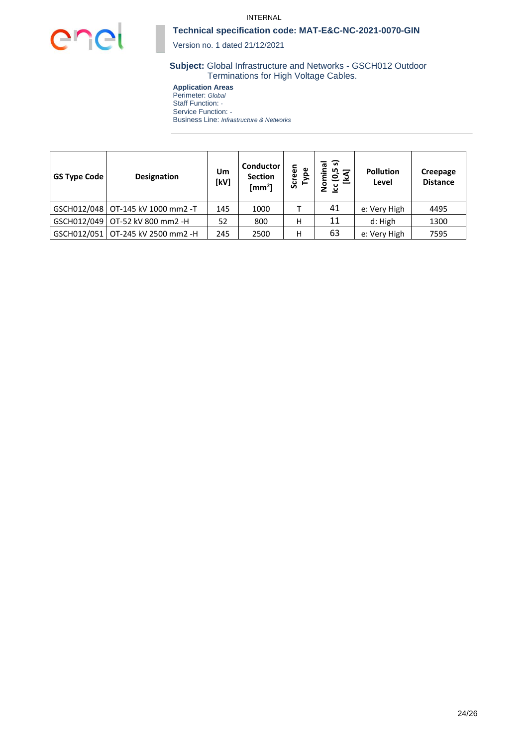| GS Type Code | Designation | Um [kV] | Conductor Section [mm$^2$] | Screen Type | Nominal Icc (0,5 s) [kA] | Pollution Level | Creepage Distance |
|---|---|---|---|---|---|---|---|
| GSCH012/048 | OT-145 kV 1000 mm2 -T | 145 | 1000 | T | 41 | e: Very High | 4495 |
| GSCH012/049 | OT-52 kV 800 mm2 -H | 52 | 800 | H | 11 | d: High | 1300 |
| GSCH012/051 | OT-245 kV 2500 mm2 -H | 245 | 2500 | H | 63 | e: Very High | 7595 |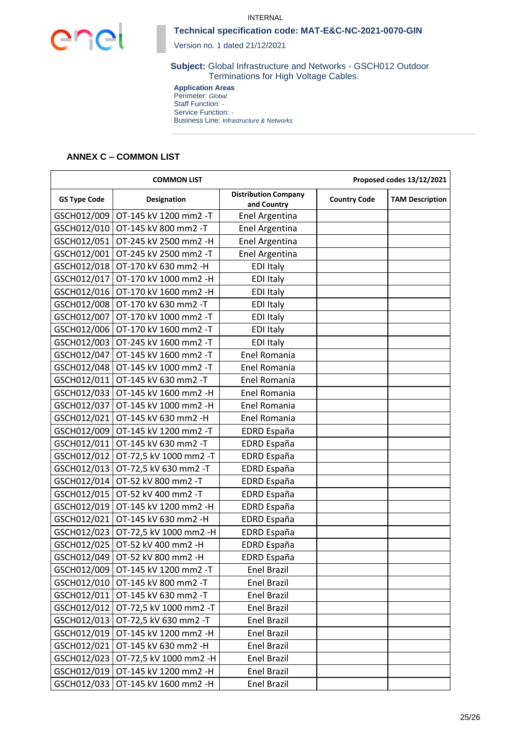INTERNAL

**Technical specification code: MAT-E&C-NC-2021-0070-GIN**

Version no. 1 dated 21/12/2021

**Subject:** Global Infrastructure and Networks - GSCH012 Outdoor Terminations for High Voltage Cables.

**Application Areas**
Perimeter: *Global*
Staff Function: -
Service Function: -
Business Line: *Infrastructure & Networks*

## ANNEX C – COMMON LIST

| COMMON LIST | | | Proposed codes 13/12/2021 | |
|---|---|---|---|---|
| **GS Type Code** | **Designation** | **Distribution Company and Country** | **Country Code** | **TAM Description** |
| GSCH012/009 | OT-145 kV 1200 mm2 -T | Enel Argentina | | |
| GSCH012/010 | OT-145 kV 800 mm2 -T | Enel Argentina | | |
| GSCH012/051 | OT-245 kV 2500 mm2 -H | Enel Argentina | | |
| GSCH012/001 | OT-245 kV 2500 mm2 -T | Enel Argentina | | |
| GSCH012/018 | OT-170 kV 630 mm2 -H | EDI Italy | | |
| GSCH012/017 | OT-170 kV 1000 mm2 -H | EDI Italy | | |
| GSCH012/016 | OT-170 kV 1600 mm2 -H | EDI Italy | | |
| GSCH012/008 | OT-170 kV 630 mm2 -T | EDI Italy | | |
| GSCH012/007 | OT-170 kV 1000 mm2 -T | EDI Italy | | |
| GSCH012/006 | OT-170 kV 1600 mm2 -T | EDI Italy | | |
| GSCH012/003 | OT-245 kV 1600 mm2 -T | EDI Italy | | |
| GSCH012/047 | OT-145 kV 1600 mm2 -T | Enel Romania | | |
| GSCH012/048 | OT-145 kV 1000 mm2 -T | Enel Romania | | |
| GSCH012/011 | OT-145 kV 630 mm2 -T | Enel Romania | | |
| GSCH012/033 | OT-145 kV 1600 mm2 -H | Enel Romania | | |
| GSCH012/037 | OT-145 kV 1000 mm2 -H | Enel Romania | | |
| GSCH012/021 | OT-145 kV 630 mm2 -H | Enel Romania | | |
| GSCH012/009 | OT-145 kV 1200 mm2 -T | EDRD España | | |
| GSCH012/011 | OT-145 kV 630 mm2 -T | EDRD España | | |
| GSCH012/012 | OT-72,5 kV 1000 mm2 -T | EDRD España | | |
| GSCH012/013 | OT-72,5 kV 630 mm2 -T | EDRD España | | |
| GSCH012/014 | OT-52 kV 800 mm2 -T | EDRD España | | |
| GSCH012/015 | OT-52 kV 400 mm2 -T | EDRD España | | |
| GSCH012/019 | OT-145 kV 1200 mm2 -H | EDRD España | | |
| GSCH012/021 | OT-145 kV 630 mm2 -H | EDRD España | | |
| GSCH012/023 | OT-72,5 kV 1000 mm2 -H | EDRD España | | |
| GSCH012/025 | OT-52 kV 400 mm2 -H | EDRD España | | |
| GSCH012/049 | OT-52 kV 800 mm2 -H | EDRD España | | |
| GSCH012/009 | OT-145 kV 1200 mm2 -T | Enel Brazil | | |
| GSCH012/010 | OT-145 kV 800 mm2 -T | Enel Brazil | | |
| GSCH012/011 | OT-145 kV 630 mm2 -T | Enel Brazil | | |
| GSCH012/012 | OT-72,5 kV 1000 mm2 -T | Enel Brazil | | |
| GSCH012/013 | OT-72,5 kV 630 mm2 -T | Enel Brazil | | |
| GSCH012/019 | OT-145 kV 1200 mm2 -H | Enel Brazil | | |
| GSCH012/021 | OT-145 kV 630 mm2 -H | Enel Brazil | | |
| GSCH012/023 | OT-72,5 kV 1000 mm2 -H | Enel Brazil | | |
| GSCH012/019 | OT-145 kV 1200 mm2 -H | Enel Brazil | | |
| GSCH012/033 | OT-145 kV 1600 mm2 -H | Enel Brazil | | |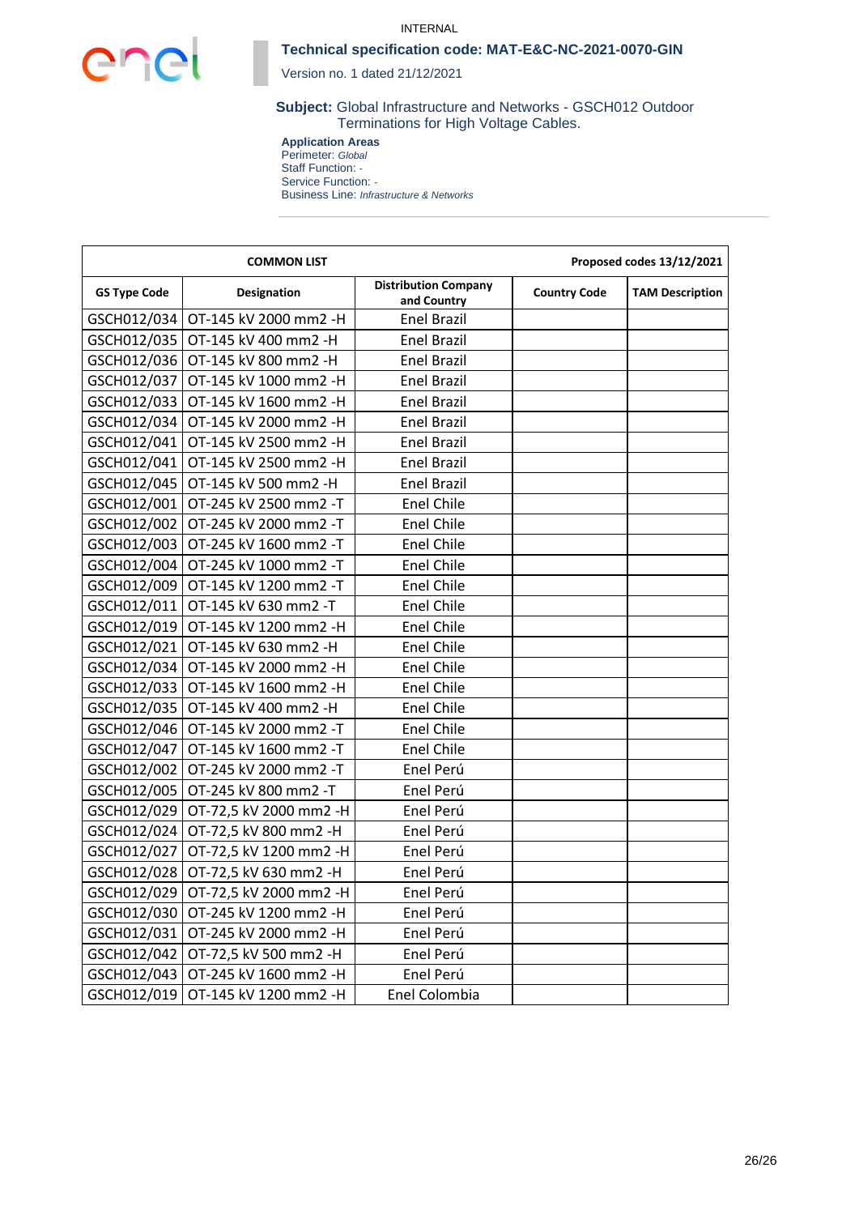| COMMON LIST | | | Proposed codes 13/12/2021 | |
|---|---|---|---|---|
| **GS Type Code** | **Designation** | **Distribution Company and Country** | **Country Code** | **TAM Description** |
| GSCH012/034 | OT-145 kV 2000 mm2 -H | Enel Brazil | | |
| GSCH012/035 | OT-145 kV 400 mm2 -H | Enel Brazil | | |
| GSCH012/036 | OT-145 kV 800 mm2 -H | Enel Brazil | | |
| GSCH012/037 | OT-145 kV 1000 mm2 -H | Enel Brazil | | |
| GSCH012/033 | OT-145 kV 1600 mm2 -H | Enel Brazil | | |
| GSCH012/034 | OT-145 kV 2000 mm2 -H | Enel Brazil | | |
| GSCH012/041 | OT-145 kV 2500 mm2 -H | Enel Brazil | | |
| GSCH012/041 | OT-145 kV 2500 mm2 -H | Enel Brazil | | |
| GSCH012/045 | OT-145 kV 500 mm2 -H | Enel Brazil | | |
| GSCH012/001 | OT-245 kV 2500 mm2 -T | Enel Chile | | |
| GSCH012/002 | OT-245 kV 2000 mm2 -T | Enel Chile | | |
| GSCH012/003 | OT-245 kV 1600 mm2 -T | Enel Chile | | |
| GSCH012/004 | OT-245 kV 1000 mm2 -T | Enel Chile | | |
| GSCH012/009 | OT-145 kV 1200 mm2 -T | Enel Chile | | |
| GSCH012/011 | OT-145 kV 630 mm2 -T | Enel Chile | | |
| GSCH012/019 | OT-145 kV 1200 mm2 -H | Enel Chile | | |
| GSCH012/021 | OT-145 kV 630 mm2 -H | Enel Chile | | |
| GSCH012/034 | OT-145 kV 2000 mm2 -H | Enel Chile | | |
| GSCH012/033 | OT-145 kV 1600 mm2 -H | Enel Chile | | |
| GSCH012/035 | OT-145 kV 400 mm2 -H | Enel Chile | | |
| GSCH012/046 | OT-145 kV 2000 mm2 -T | Enel Chile | | |
| GSCH012/047 | OT-145 kV 1600 mm2 -T | Enel Chile | | |
| GSCH012/002 | OT-245 kV 2000 mm2 -T | Enel Perú | | |
| GSCH012/005 | OT-245 kV 800 mm2 -T | Enel Perú | | |
| GSCH012/029 | OT-72,5 kV 2000 mm2 -H | Enel Perú | | |
| GSCH012/024 | OT-72,5 kV 800 mm2 -H | Enel Perú | | |
| GSCH012/027 | OT-72,5 kV 1200 mm2 -H | Enel Perú | | |
| GSCH012/028 | OT-72,5 kV 630 mm2 -H | Enel Perú | | |
| GSCH012/029 | OT-72,5 kV 2000 mm2 -H | Enel Perú | | |
| GSCH012/030 | OT-245 kV 1200 mm2 -H | Enel Perú | | |
| GSCH012/031 | OT-245 kV 2000 mm2 -H | Enel Perú | | |
| GSCH012/042 | OT-72,5 kV 500 mm2 -H | Enel Perú | | |
| GSCH012/043 | OT-245 kV 1600 mm2 -H | Enel Perú | | |
| GSCH012/019 | OT-145 kV 1200 mm2 -H | Enel Colombia | | |